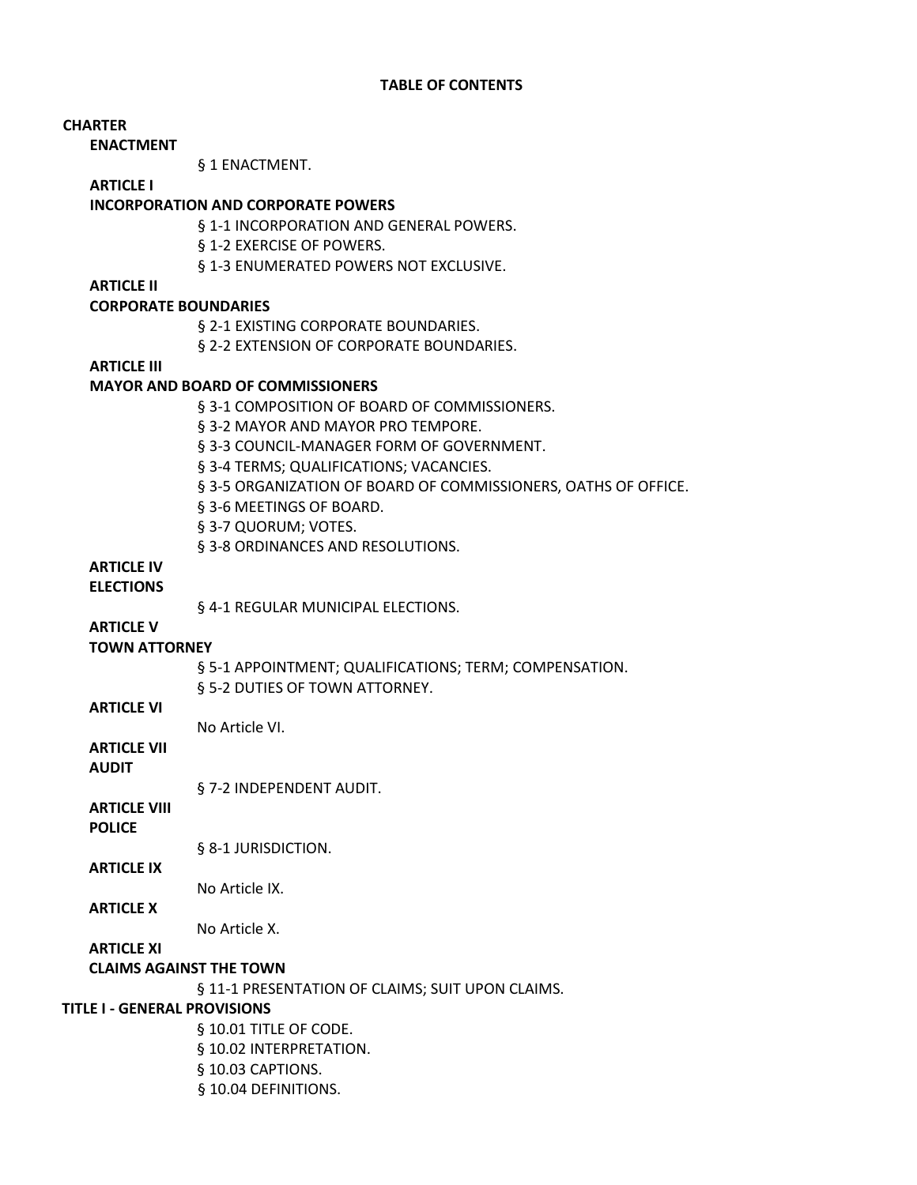# TABLE OF CONTENTS

**CHARTER**

**ENACTMENT**

§ 1 ENACTMENT.

**ARTICLE I**

**INCORPORATION AND CORPORATE POWERS**

§ 1-1 INCORPORATION AND GENERAL POWERS.

§ 1-2 EXERCISE OF POWERS.

§ 1-3 ENUMERATED POWERS NOT EXCLUSIVE.

**ARTICLE II**

**CORPORATE BOUNDARIES**

§ 2-1 EXISTING CORPORATE BOUNDARIES.

§ 2-2 EXTENSION OF CORPORATE BOUNDARIES.

**ARTICLE III**

**MAYOR AND BOARD OF COMMISSIONERS**

§ 3-1 COMPOSITION OF BOARD OF COMMISSIONERS.

§ 3-2 MAYOR AND MAYOR PRO TEMPORE.

§ 3-3 COUNCIL-MANAGER FORM OF GOVERNMENT.

§ 3-4 TERMS; QUALIFICATIONS; VACANCIES.

§ 3-5 ORGANIZATION OF BOARD OF COMMISSIONERS, OATHS OF OFFICE.

§ 3-6 MEETINGS OF BOARD.

§ 3-7 QUORUM; VOTES.

§ 3-8 ORDINANCES AND RESOLUTIONS.

**ARTICLE IV**

**ELECTIONS**

§ 4-1 REGULAR MUNICIPAL ELECTIONS.

**ARTICLE V**

**TOWN ATTORNEY**

§ 5-1 APPOINTMENT; QUALIFICATIONS; TERM; COMPENSATION.

§ 5-2 DUTIES OF TOWN ATTORNEY.

**ARTICLE VI**

No Article VI.

**ARTICLE VII**

**AUDIT**

§ 7-2 INDEPENDENT AUDIT.

**ARTICLE VIII**

**POLICE**

§ 8-1 JURISDICTION.

**ARTICLE IX**

No Article IX.

**ARTICLE X**

No Article X.

**ARTICLE XI**

**CLAIMS AGAINST THE TOWN**

§ 11-1 PRESENTATION OF CLAIMS; SUIT UPON CLAIMS.

**TITLE I - GENERAL PROVISIONS**

§ 10.01 TITLE OF CODE.

§ 10.02 INTERPRETATION.

§ 10.03 CAPTIONS.

§ 10.04 DEFINITIONS.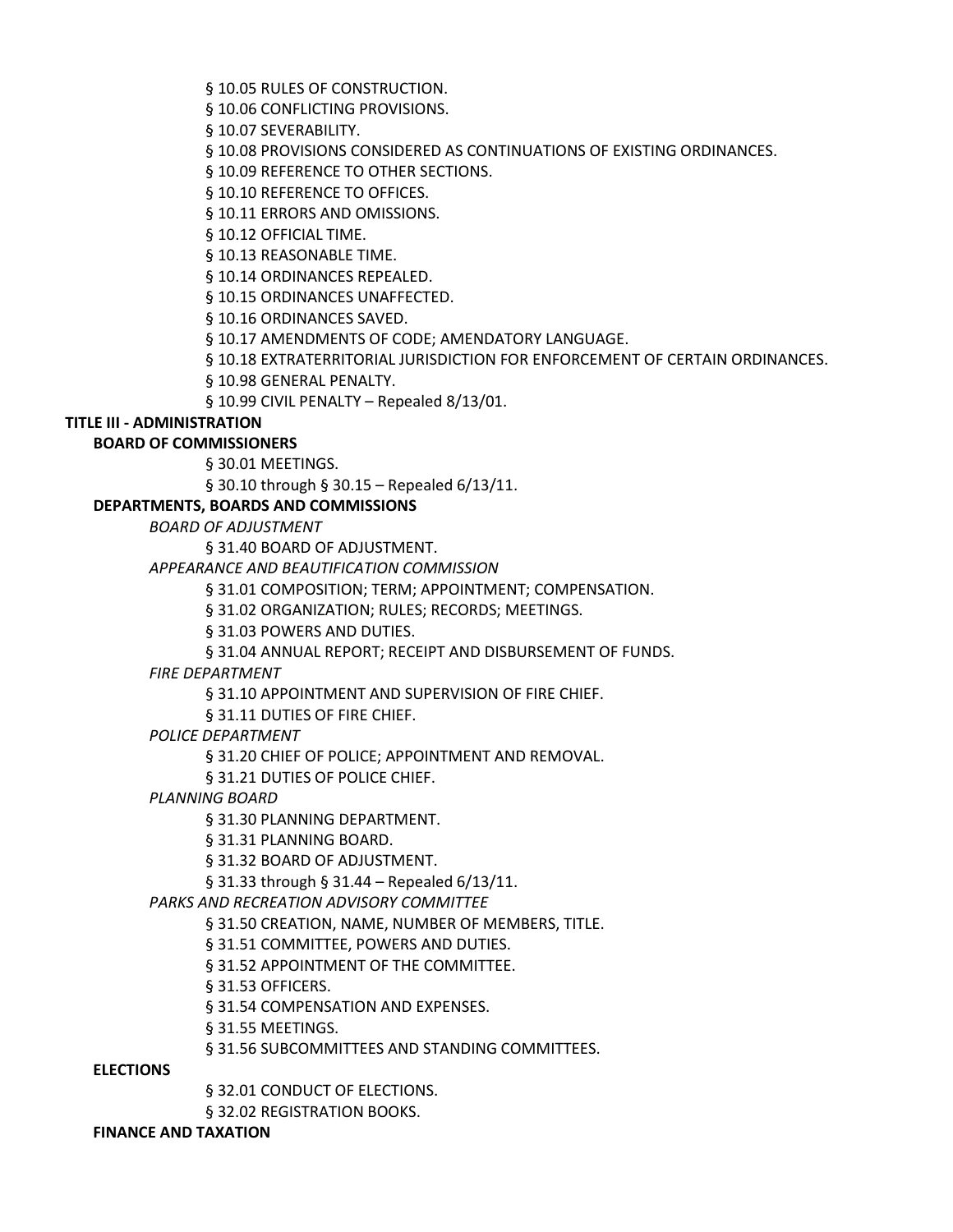§ 10.05 RULES OF CONSTRUCTION.

§ 10.06 CONFLICTING PROVISIONS.

§ 10.07 SEVERABILITY.

§ 10.08 PROVISIONS CONSIDERED AS CONTINUATIONS OF EXISTING ORDINANCES.

§ 10.09 REFERENCE TO OTHER SECTIONS.

§ 10.10 REFERENCE TO OFFICES.

§ 10.11 ERRORS AND OMISSIONS.

§ 10.12 OFFICIAL TIME.

§ 10.13 REASONABLE TIME.

§ 10.14 ORDINANCES REPEALED.

§ 10.15 ORDINANCES UNAFFECTED.

§ 10.16 ORDINANCES SAVED.

§ 10.17 AMENDMENTS OF CODE; AMENDATORY LANGUAGE.

§ 10.18 EXTRATERRITORIAL JURISDICTION FOR ENFORCEMENT OF CERTAIN ORDINANCES.

§ 10.98 GENERAL PENALTY.

§ 10.99 CIVIL PENALTY – Repealed 8/13/01.

**TITLE III - ADMINISTRATION**

**BOARD OF COMMISSIONERS**

§ 30.01 MEETINGS.

§ 30.10 through § 30.15 – Repealed 6/13/11.

**DEPARTMENTS, BOARDS AND COMMISSIONS**

*BOARD OF ADJUSTMENT*

§ 31.40 BOARD OF ADJUSTMENT.

*APPEARANCE AND BEAUTIFICATION COMMISSION*

§ 31.01 COMPOSITION; TERM; APPOINTMENT; COMPENSATION.

§ 31.02 ORGANIZATION; RULES; RECORDS; MEETINGS.

§ 31.03 POWERS AND DUTIES.

§ 31.04 ANNUAL REPORT; RECEIPT AND DISBURSEMENT OF FUNDS.

*FIRE DEPARTMENT*

§ 31.10 APPOINTMENT AND SUPERVISION OF FIRE CHIEF.

§ 31.11 DUTIES OF FIRE CHIEF.

*POLICE DEPARTMENT*

§ 31.20 CHIEF OF POLICE; APPOINTMENT AND REMOVAL.

§ 31.21 DUTIES OF POLICE CHIEF.

*PLANNING BOARD*

§ 31.30 PLANNING DEPARTMENT.

§ 31.31 PLANNING BOARD.

§ 31.32 BOARD OF ADJUSTMENT.

§ 31.33 through § 31.44 – Repealed 6/13/11.

*PARKS AND RECREATION ADVISORY COMMITTEE*

§ 31.50 CREATION, NAME, NUMBER OF MEMBERS, TITLE.

§ 31.51 COMMITTEE, POWERS AND DUTIES.

§ 31.52 APPOINTMENT OF THE COMMITTEE.

§ 31.53 OFFICERS.

§ 31.54 COMPENSATION AND EXPENSES.

§ 31.55 MEETINGS.

§ 31.56 SUBCOMMITTEES AND STANDING COMMITTEES.

**ELECTIONS**

§ 32.01 CONDUCT OF ELECTIONS.

§ 32.02 REGISTRATION BOOKS.

**FINANCE AND TAXATION**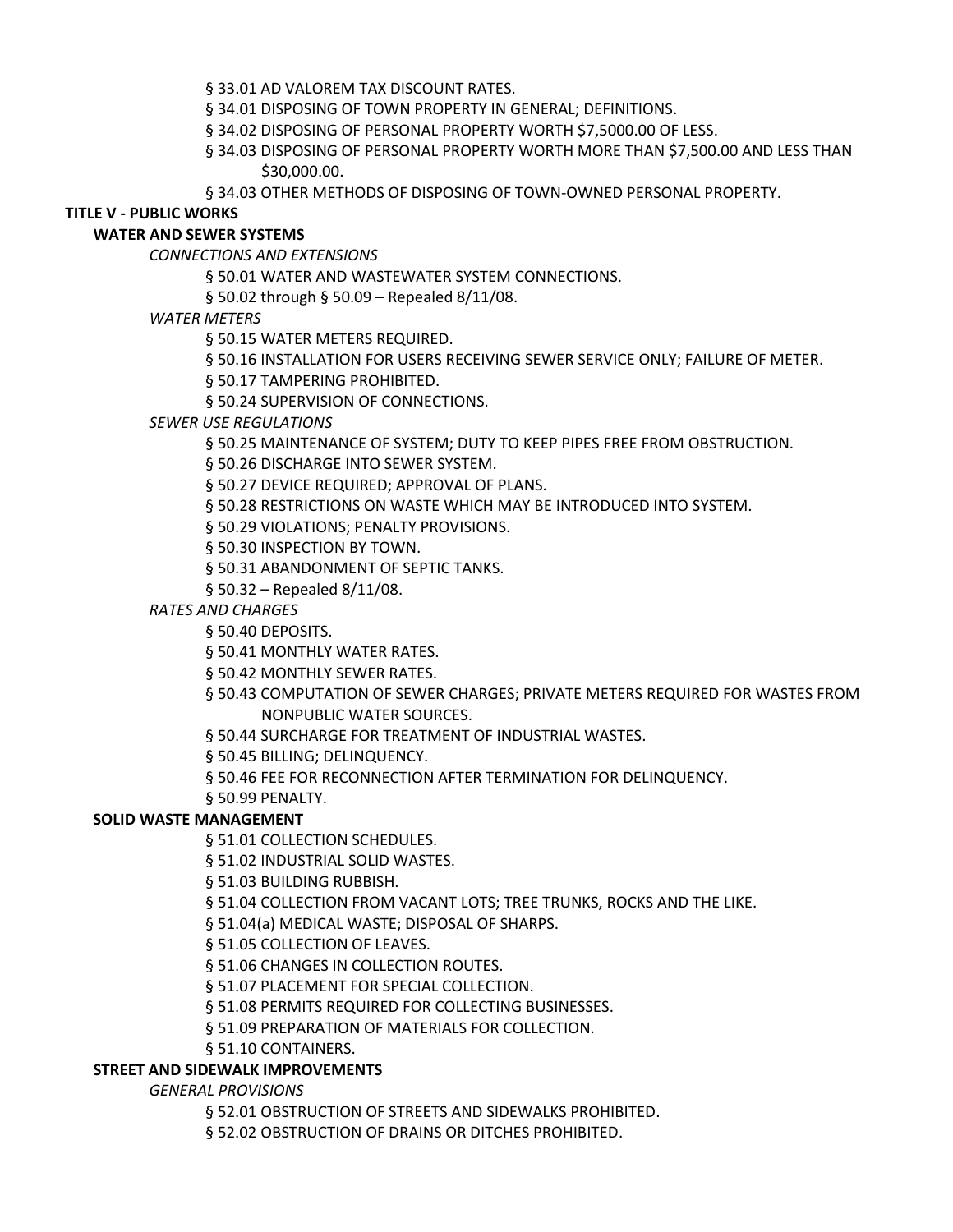§ 33.01 AD VALOREM TAX DISCOUNT RATES.

§ 34.01 DISPOSING OF TOWN PROPERTY IN GENERAL; DEFINITIONS.

§ 34.02 DISPOSING OF PERSONAL PROPERTY WORTH $7,5000.00 OF LESS.

§ 34.03 DISPOSING OF PERSONAL PROPERTY WORTH MORE THAN $7,500.00 AND LESS THAN $30,000.00.

§ 34.03 OTHER METHODS OF DISPOSING OF TOWN-OWNED PERSONAL PROPERTY.

**TITLE V - PUBLIC WORKS**

**WATER AND SEWER SYSTEMS**

*CONNECTIONS AND EXTENSIONS*

§ 50.01 WATER AND WASTEWATER SYSTEM CONNECTIONS.

§ 50.02 through § 50.09 – Repealed 8/11/08.

*WATER METERS*

§ 50.15 WATER METERS REQUIRED.

§ 50.16 INSTALLATION FOR USERS RECEIVING SEWER SERVICE ONLY; FAILURE OF METER.

§ 50.17 TAMPERING PROHIBITED.

§ 50.24 SUPERVISION OF CONNECTIONS.

*SEWER USE REGULATIONS*

§ 50.25 MAINTENANCE OF SYSTEM; DUTY TO KEEP PIPES FREE FROM OBSTRUCTION.

§ 50.26 DISCHARGE INTO SEWER SYSTEM.

§ 50.27 DEVICE REQUIRED; APPROVAL OF PLANS.

§ 50.28 RESTRICTIONS ON WASTE WHICH MAY BE INTRODUCED INTO SYSTEM.

§ 50.29 VIOLATIONS; PENALTY PROVISIONS.

§ 50.30 INSPECTION BY TOWN.

§ 50.31 ABANDONMENT OF SEPTIC TANKS.

§ 50.32 – Repealed 8/11/08.

*RATES AND CHARGES*

§ 50.40 DEPOSITS.

§ 50.41 MONTHLY WATER RATES.

§ 50.42 MONTHLY SEWER RATES.

§ 50.43 COMPUTATION OF SEWER CHARGES; PRIVATE METERS REQUIRED FOR WASTES FROM NONPUBLIC WATER SOURCES.

§ 50.44 SURCHARGE FOR TREATMENT OF INDUSTRIAL WASTES.

§ 50.45 BILLING; DELINQUENCY.

§ 50.46 FEE FOR RECONNECTION AFTER TERMINATION FOR DELINQUENCY.

§ 50.99 PENALTY.

**SOLID WASTE MANAGEMENT**

§ 51.01 COLLECTION SCHEDULES.

§ 51.02 INDUSTRIAL SOLID WASTES.

§ 51.03 BUILDING RUBBISH.

§ 51.04 COLLECTION FROM VACANT LOTS; TREE TRUNKS, ROCKS AND THE LIKE.

§ 51.04(a) MEDICAL WASTE; DISPOSAL OF SHARPS.

§ 51.05 COLLECTION OF LEAVES.

§ 51.06 CHANGES IN COLLECTION ROUTES.

§ 51.07 PLACEMENT FOR SPECIAL COLLECTION.

§ 51.08 PERMITS REQUIRED FOR COLLECTING BUSINESSES.

§ 51.09 PREPARATION OF MATERIALS FOR COLLECTION.

§ 51.10 CONTAINERS.

**STREET AND SIDEWALK IMPROVEMENTS**

*GENERAL PROVISIONS*

§ 52.01 OBSTRUCTION OF STREETS AND SIDEWALKS PROHIBITED.

§ 52.02 OBSTRUCTION OF DRAINS OR DITCHES PROHIBITED.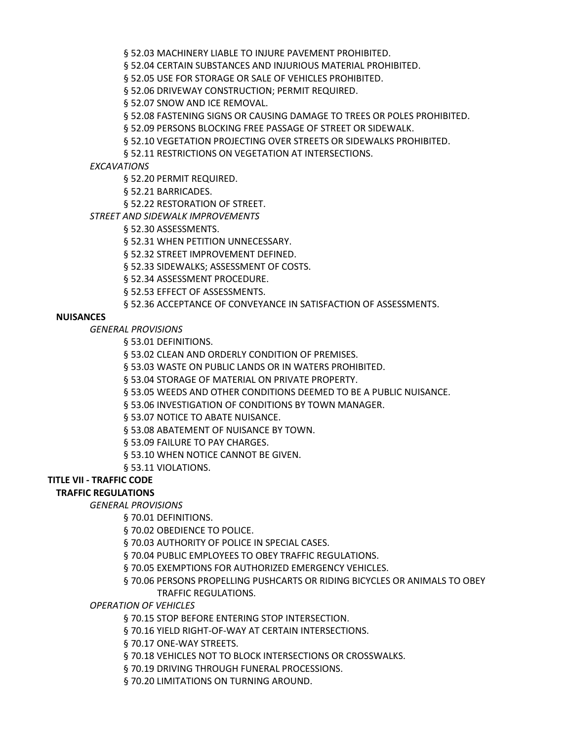§ 52.03 MACHINERY LIABLE TO INJURE PAVEMENT PROHIBITED.

§ 52.04 CERTAIN SUBSTANCES AND INJURIOUS MATERIAL PROHIBITED.

§ 52.05 USE FOR STORAGE OR SALE OF VEHICLES PROHIBITED.

§ 52.06 DRIVEWAY CONSTRUCTION; PERMIT REQUIRED.

§ 52.07 SNOW AND ICE REMOVAL.

§ 52.08 FASTENING SIGNS OR CAUSING DAMAGE TO TREES OR POLES PROHIBITED.

§ 52.09 PERSONS BLOCKING FREE PASSAGE OF STREET OR SIDEWALK.

§ 52.10 VEGETATION PROJECTING OVER STREETS OR SIDEWALKS PROHIBITED.

§ 52.11 RESTRICTIONS ON VEGETATION AT INTERSECTIONS.

*EXCAVATIONS*

§ 52.20 PERMIT REQUIRED.

§ 52.21 BARRICADES.

§ 52.22 RESTORATION OF STREET.

*STREET AND SIDEWALK IMPROVEMENTS*

§ 52.30 ASSESSMENTS.

§ 52.31 WHEN PETITION UNNECESSARY.

§ 52.32 STREET IMPROVEMENT DEFINED.

§ 52.33 SIDEWALKS; ASSESSMENT OF COSTS.

§ 52.34 ASSESSMENT PROCEDURE.

§ 52.53 EFFECT OF ASSESSMENTS.

§ 52.36 ACCEPTANCE OF CONVEYANCE IN SATISFACTION OF ASSESSMENTS.

**NUISANCES**

*GENERAL PROVISIONS*

§ 53.01 DEFINITIONS.

§ 53.02 CLEAN AND ORDERLY CONDITION OF PREMISES.

§ 53.03 WASTE ON PUBLIC LANDS OR IN WATERS PROHIBITED.

§ 53.04 STORAGE OF MATERIAL ON PRIVATE PROPERTY.

§ 53.05 WEEDS AND OTHER CONDITIONS DEEMED TO BE A PUBLIC NUISANCE.

§ 53.06 INVESTIGATION OF CONDITIONS BY TOWN MANAGER.

§ 53.07 NOTICE TO ABATE NUISANCE.

§ 53.08 ABATEMENT OF NUISANCE BY TOWN.

§ 53.09 FAILURE TO PAY CHARGES.

§ 53.10 WHEN NOTICE CANNOT BE GIVEN.

§ 53.11 VIOLATIONS.

**TITLE VII - TRAFFIC CODE**

**TRAFFIC REGULATIONS**

*GENERAL PROVISIONS*

§ 70.01 DEFINITIONS.

§ 70.02 OBEDIENCE TO POLICE.

§ 70.03 AUTHORITY OF POLICE IN SPECIAL CASES.

§ 70.04 PUBLIC EMPLOYEES TO OBEY TRAFFIC REGULATIONS.

§ 70.05 EXEMPTIONS FOR AUTHORIZED EMERGENCY VEHICLES.

§ 70.06 PERSONS PROPELLING PUSHCARTS OR RIDING BICYCLES OR ANIMALS TO OBEY TRAFFIC REGULATIONS.

*OPERATION OF VEHICLES*

§ 70.15 STOP BEFORE ENTERING STOP INTERSECTION.

§ 70.16 YIELD RIGHT-OF-WAY AT CERTAIN INTERSECTIONS.

§ 70.17 ONE-WAY STREETS.

§ 70.18 VEHICLES NOT TO BLOCK INTERSECTIONS OR CROSSWALKS.

§ 70.19 DRIVING THROUGH FUNERAL PROCESSIONS.

§ 70.20 LIMITATIONS ON TURNING AROUND.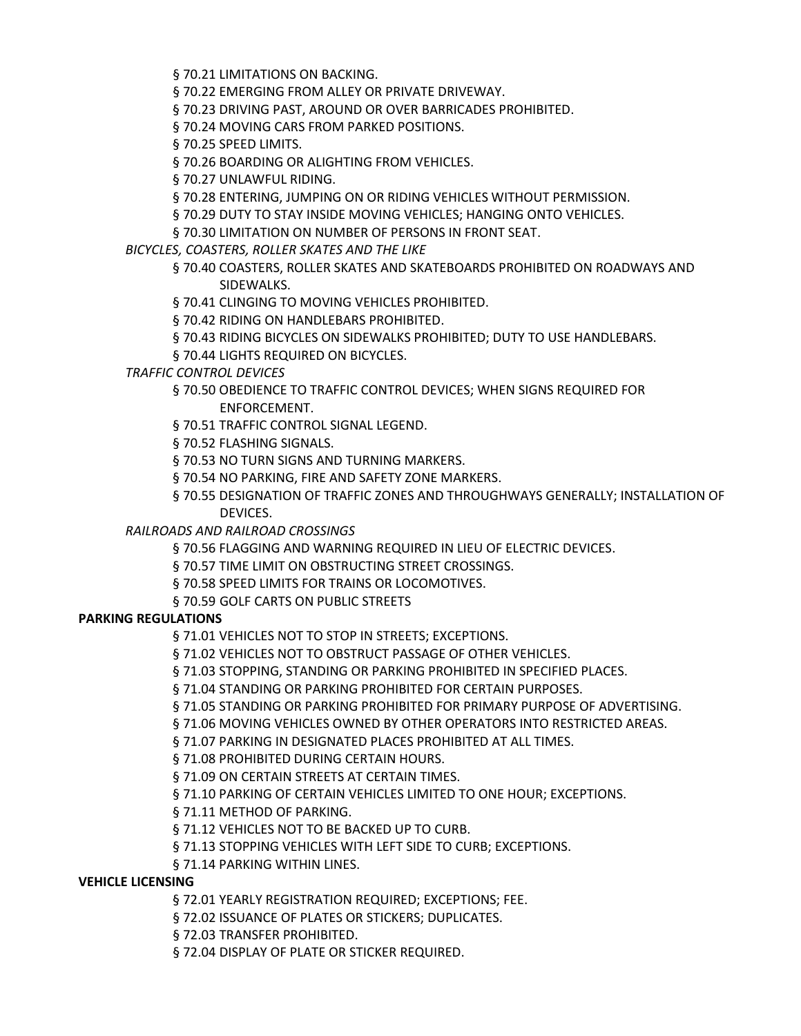§ 70.21 LIMITATIONS ON BACKING.

§ 70.22 EMERGING FROM ALLEY OR PRIVATE DRIVEWAY.

§ 70.23 DRIVING PAST, AROUND OR OVER BARRICADES PROHIBITED.

§ 70.24 MOVING CARS FROM PARKED POSITIONS.

§ 70.25 SPEED LIMITS.

§ 70.26 BOARDING OR ALIGHTING FROM VEHICLES.

§ 70.27 UNLAWFUL RIDING.

§ 70.28 ENTERING, JUMPING ON OR RIDING VEHICLES WITHOUT PERMISSION.

§ 70.29 DUTY TO STAY INSIDE MOVING VEHICLES; HANGING ONTO VEHICLES.

§ 70.30 LIMITATION ON NUMBER OF PERSONS IN FRONT SEAT.

*BICYCLES, COASTERS, ROLLER SKATES AND THE LIKE*

§ 70.40 COASTERS, ROLLER SKATES AND SKATEBOARDS PROHIBITED ON ROADWAYS AND SIDEWALKS.

§ 70.41 CLINGING TO MOVING VEHICLES PROHIBITED.

§ 70.42 RIDING ON HANDLEBARS PROHIBITED.

§ 70.43 RIDING BICYCLES ON SIDEWALKS PROHIBITED; DUTY TO USE HANDLEBARS.

§ 70.44 LIGHTS REQUIRED ON BICYCLES.

*TRAFFIC CONTROL DEVICES*

§ 70.50 OBEDIENCE TO TRAFFIC CONTROL DEVICES; WHEN SIGNS REQUIRED FOR ENFORCEMENT.

§ 70.51 TRAFFIC CONTROL SIGNAL LEGEND.

§ 70.52 FLASHING SIGNALS.

§ 70.53 NO TURN SIGNS AND TURNING MARKERS.

§ 70.54 NO PARKING, FIRE AND SAFETY ZONE MARKERS.

§ 70.55 DESIGNATION OF TRAFFIC ZONES AND THROUGHWAYS GENERALLY; INSTALLATION OF DEVICES.

*RAILROADS AND RAILROAD CROSSINGS*

§ 70.56 FLAGGING AND WARNING REQUIRED IN LIEU OF ELECTRIC DEVICES.

§ 70.57 TIME LIMIT ON OBSTRUCTING STREET CROSSINGS.

§ 70.58 SPEED LIMITS FOR TRAINS OR LOCOMOTIVES.

§ 70.59 GOLF CARTS ON PUBLIC STREETS

**PARKING REGULATIONS**

§ 71.01 VEHICLES NOT TO STOP IN STREETS; EXCEPTIONS.

§ 71.02 VEHICLES NOT TO OBSTRUCT PASSAGE OF OTHER VEHICLES.

§ 71.03 STOPPING, STANDING OR PARKING PROHIBITED IN SPECIFIED PLACES.

§ 71.04 STANDING OR PARKING PROHIBITED FOR CERTAIN PURPOSES.

§ 71.05 STANDING OR PARKING PROHIBITED FOR PRIMARY PURPOSE OF ADVERTISING.

§ 71.06 MOVING VEHICLES OWNED BY OTHER OPERATORS INTO RESTRICTED AREAS.

§ 71.07 PARKING IN DESIGNATED PLACES PROHIBITED AT ALL TIMES.

§ 71.08 PROHIBITED DURING CERTAIN HOURS.

§ 71.09 ON CERTAIN STREETS AT CERTAIN TIMES.

§ 71.10 PARKING OF CERTAIN VEHICLES LIMITED TO ONE HOUR; EXCEPTIONS.

§ 71.11 METHOD OF PARKING.

§ 71.12 VEHICLES NOT TO BE BACKED UP TO CURB.

§ 71.13 STOPPING VEHICLES WITH LEFT SIDE TO CURB; EXCEPTIONS.

§ 71.14 PARKING WITHIN LINES.

**VEHICLE LICENSING**

§ 72.01 YEARLY REGISTRATION REQUIRED; EXCEPTIONS; FEE.

§ 72.02 ISSUANCE OF PLATES OR STICKERS; DUPLICATES.

§ 72.03 TRANSFER PROHIBITED.

§ 72.04 DISPLAY OF PLATE OR STICKER REQUIRED.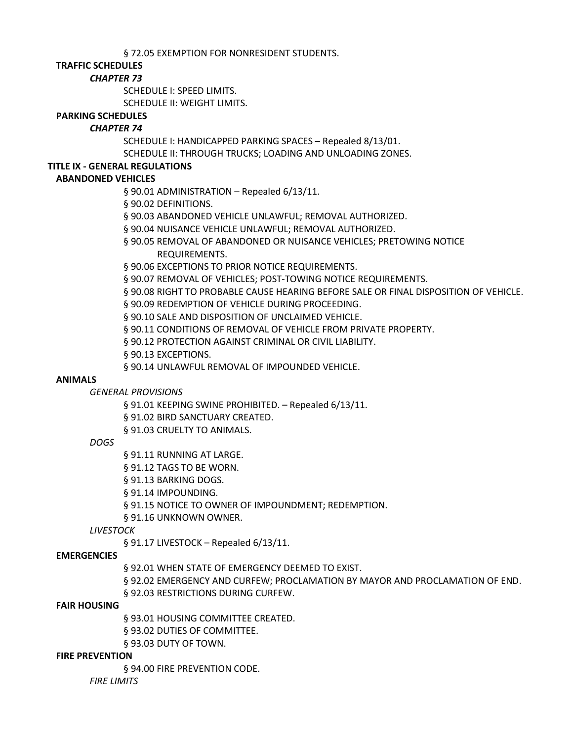§ 72.05 EXEMPTION FOR NONRESIDENT STUDENTS.

**TRAFFIC SCHEDULES**

***CHAPTER 73***

SCHEDULE I: SPEED LIMITS.

SCHEDULE II: WEIGHT LIMITS.

**PARKING SCHEDULES**

***CHAPTER 74***

SCHEDULE I: HANDICAPPED PARKING SPACES – Repealed 8/13/01.

SCHEDULE II: THROUGH TRUCKS; LOADING AND UNLOADING ZONES.

**TITLE IX - GENERAL REGULATIONS**

**ABANDONED VEHICLES**

§ 90.01 ADMINISTRATION – Repealed 6/13/11.

§ 90.02 DEFINITIONS.

§ 90.03 ABANDONED VEHICLE UNLAWFUL; REMOVAL AUTHORIZED.

§ 90.04 NUISANCE VEHICLE UNLAWFUL; REMOVAL AUTHORIZED.

§ 90.05 REMOVAL OF ABANDONED OR NUISANCE VEHICLES; PRETOWING NOTICE REQUIREMENTS.

§ 90.06 EXCEPTIONS TO PRIOR NOTICE REQUIREMENTS.

§ 90.07 REMOVAL OF VEHICLES; POST-TOWING NOTICE REQUIREMENTS.

§ 90.08 RIGHT TO PROBABLE CAUSE HEARING BEFORE SALE OR FINAL DISPOSITION OF VEHICLE.

§ 90.09 REDEMPTION OF VEHICLE DURING PROCEEDING.

§ 90.10 SALE AND DISPOSITION OF UNCLAIMED VEHICLE.

§ 90.11 CONDITIONS OF REMOVAL OF VEHICLE FROM PRIVATE PROPERTY.

§ 90.12 PROTECTION AGAINST CRIMINAL OR CIVIL LIABILITY.

§ 90.13 EXCEPTIONS.

§ 90.14 UNLAWFUL REMOVAL OF IMPOUNDED VEHICLE.

**ANIMALS**

*GENERAL PROVISIONS*

§ 91.01 KEEPING SWINE PROHIBITED. – Repealed 6/13/11.

§ 91.02 BIRD SANCTUARY CREATED.

§ 91.03 CRUELTY TO ANIMALS.

*DOGS*

§ 91.11 RUNNING AT LARGE.

§ 91.12 TAGS TO BE WORN.

§ 91.13 BARKING DOGS.

§ 91.14 IMPOUNDING.

§ 91.15 NOTICE TO OWNER OF IMPOUNDMENT; REDEMPTION.

§ 91.16 UNKNOWN OWNER.

*LIVESTOCK*

§ 91.17 LIVESTOCK – Repealed 6/13/11.

**EMERGENCIES**

§ 92.01 WHEN STATE OF EMERGENCY DEEMED TO EXIST.

§ 92.02 EMERGENCY AND CURFEW; PROCLAMATION BY MAYOR AND PROCLAMATION OF END.

§ 92.03 RESTRICTIONS DURING CURFEW.

**FAIR HOUSING**

§ 93.01 HOUSING COMMITTEE CREATED.

§ 93.02 DUTIES OF COMMITTEE.

§ 93.03 DUTY OF TOWN.

**FIRE PREVENTION**

§ 94.00 FIRE PREVENTION CODE.

*FIRE LIMITS*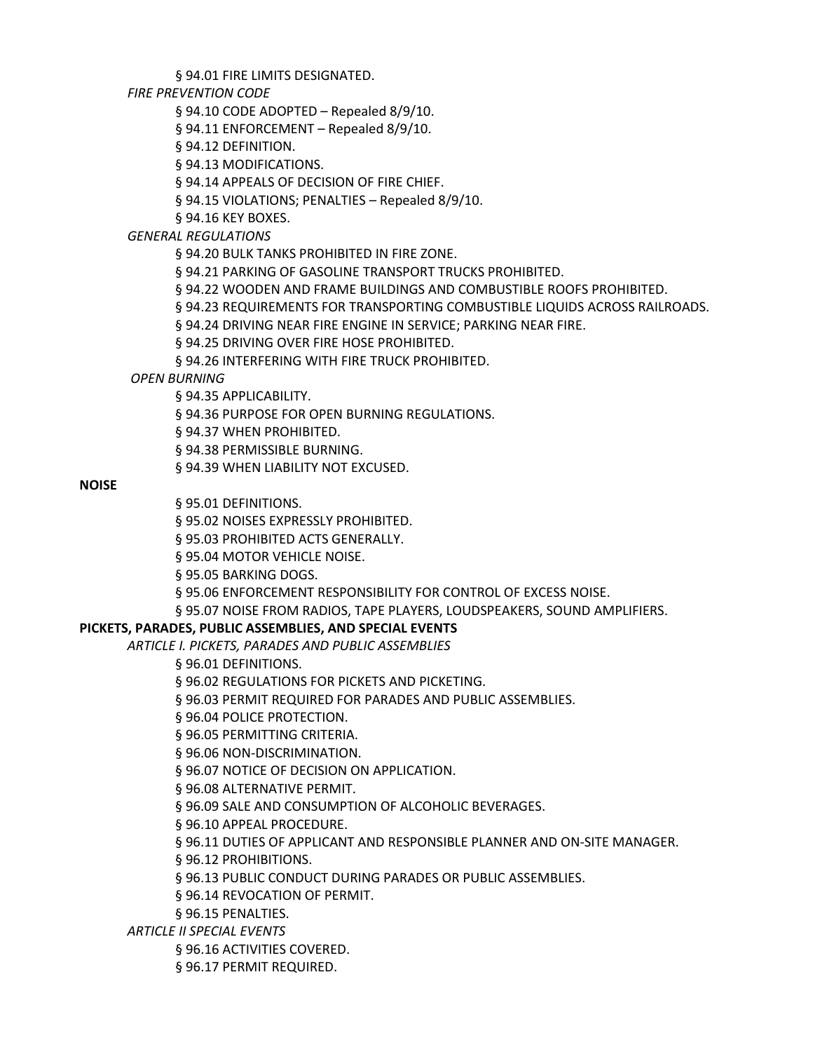§ 94.01 FIRE LIMITS DESIGNATED.

*FIRE PREVENTION CODE*

§ 94.10 CODE ADOPTED – Repealed 8/9/10.

§ 94.11 ENFORCEMENT – Repealed 8/9/10.

§ 94.12 DEFINITION.

§ 94.13 MODIFICATIONS.

§ 94.14 APPEALS OF DECISION OF FIRE CHIEF.

§ 94.15 VIOLATIONS; PENALTIES – Repealed 8/9/10.

§ 94.16 KEY BOXES.

*GENERAL REGULATIONS*

§ 94.20 BULK TANKS PROHIBITED IN FIRE ZONE.

§ 94.21 PARKING OF GASOLINE TRANSPORT TRUCKS PROHIBITED.

§ 94.22 WOODEN AND FRAME BUILDINGS AND COMBUSTIBLE ROOFS PROHIBITED.

§ 94.23 REQUIREMENTS FOR TRANSPORTING COMBUSTIBLE LIQUIDS ACROSS RAILROADS.

§ 94.24 DRIVING NEAR FIRE ENGINE IN SERVICE; PARKING NEAR FIRE.

§ 94.25 DRIVING OVER FIRE HOSE PROHIBITED.

§ 94.26 INTERFERING WITH FIRE TRUCK PROHIBITED.

*OPEN BURNING*

§ 94.35 APPLICABILITY.

§ 94.36 PURPOSE FOR OPEN BURNING REGULATIONS.

§ 94.37 WHEN PROHIBITED.

§ 94.38 PERMISSIBLE BURNING.

§ 94.39 WHEN LIABILITY NOT EXCUSED.

**NOISE**

§ 95.01 DEFINITIONS.

§ 95.02 NOISES EXPRESSLY PROHIBITED.

§ 95.03 PROHIBITED ACTS GENERALLY.

§ 95.04 MOTOR VEHICLE NOISE.

§ 95.05 BARKING DOGS.

§ 95.06 ENFORCEMENT RESPONSIBILITY FOR CONTROL OF EXCESS NOISE.

§ 95.07 NOISE FROM RADIOS, TAPE PLAYERS, LOUDSPEAKERS, SOUND AMPLIFIERS.

**PICKETS, PARADES, PUBLIC ASSEMBLIES, AND SPECIAL EVENTS**

*ARTICLE I. PICKETS, PARADES AND PUBLIC ASSEMBLIES*

§ 96.01 DEFINITIONS.

§ 96.02 REGULATIONS FOR PICKETS AND PICKETING.

§ 96.03 PERMIT REQUIRED FOR PARADES AND PUBLIC ASSEMBLIES.

§ 96.04 POLICE PROTECTION.

§ 96.05 PERMITTING CRITERIA.

§ 96.06 NON-DISCRIMINATION.

§ 96.07 NOTICE OF DECISION ON APPLICATION.

§ 96.08 ALTERNATIVE PERMIT.

§ 96.09 SALE AND CONSUMPTION OF ALCOHOLIC BEVERAGES.

§ 96.10 APPEAL PROCEDURE.

§ 96.11 DUTIES OF APPLICANT AND RESPONSIBLE PLANNER AND ON-SITE MANAGER.

§ 96.12 PROHIBITIONS.

§ 96.13 PUBLIC CONDUCT DURING PARADES OR PUBLIC ASSEMBLIES.

§ 96.14 REVOCATION OF PERMIT.

§ 96.15 PENALTIES.

*ARTICLE II SPECIAL EVENTS*

§ 96.16 ACTIVITIES COVERED.

§ 96.17 PERMIT REQUIRED.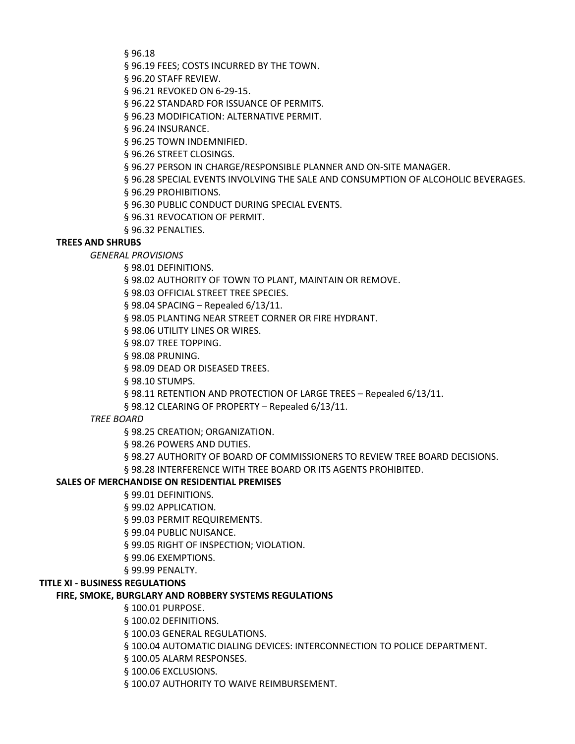§ 96.18

§ 96.19 FEES; COSTS INCURRED BY THE TOWN.

§ 96.20 STAFF REVIEW.

§ 96.21 REVOKED ON 6-29-15.

§ 96.22 STANDARD FOR ISSUANCE OF PERMITS.

§ 96.23 MODIFICATION: ALTERNATIVE PERMIT.

§ 96.24 INSURANCE.

§ 96.25 TOWN INDEMNIFIED.

§ 96.26 STREET CLOSINGS.

§ 96.27 PERSON IN CHARGE/RESPONSIBLE PLANNER AND ON-SITE MANAGER.

§ 96.28 SPECIAL EVENTS INVOLVING THE SALE AND CONSUMPTION OF ALCOHOLIC BEVERAGES.

§ 96.29 PROHIBITIONS.

§ 96.30 PUBLIC CONDUCT DURING SPECIAL EVENTS.

§ 96.31 REVOCATION OF PERMIT.

§ 96.32 PENALTIES.

**TREES AND SHRUBS**

*GENERAL PROVISIONS*

§ 98.01 DEFINITIONS.

§ 98.02 AUTHORITY OF TOWN TO PLANT, MAINTAIN OR REMOVE.

§ 98.03 OFFICIAL STREET TREE SPECIES.

§ 98.04 SPACING – Repealed 6/13/11.

§ 98.05 PLANTING NEAR STREET CORNER OR FIRE HYDRANT.

§ 98.06 UTILITY LINES OR WIRES.

§ 98.07 TREE TOPPING.

§ 98.08 PRUNING.

§ 98.09 DEAD OR DISEASED TREES.

§ 98.10 STUMPS.

§ 98.11 RETENTION AND PROTECTION OF LARGE TREES – Repealed 6/13/11.

§ 98.12 CLEARING OF PROPERTY – Repealed 6/13/11.

*TREE BOARD*

§ 98.25 CREATION; ORGANIZATION.

§ 98.26 POWERS AND DUTIES.

§ 98.27 AUTHORITY OF BOARD OF COMMISSIONERS TO REVIEW TREE BOARD DECISIONS.

§ 98.28 INTERFERENCE WITH TREE BOARD OR ITS AGENTS PROHIBITED.

**SALES OF MERCHANDISE ON RESIDENTIAL PREMISES**

§ 99.01 DEFINITIONS.

§ 99.02 APPLICATION.

§ 99.03 PERMIT REQUIREMENTS.

§ 99.04 PUBLIC NUISANCE.

§ 99.05 RIGHT OF INSPECTION; VIOLATION.

§ 99.06 EXEMPTIONS.

§ 99.99 PENALTY.

**TITLE XI - BUSINESS REGULATIONS**

**FIRE, SMOKE, BURGLARY AND ROBBERY SYSTEMS REGULATIONS**

§ 100.01 PURPOSE.

§ 100.02 DEFINITIONS.

§ 100.03 GENERAL REGULATIONS.

§ 100.04 AUTOMATIC DIALING DEVICES: INTERCONNECTION TO POLICE DEPARTMENT.

§ 100.05 ALARM RESPONSES.

§ 100.06 EXCLUSIONS.

§ 100.07 AUTHORITY TO WAIVE REIMBURSEMENT.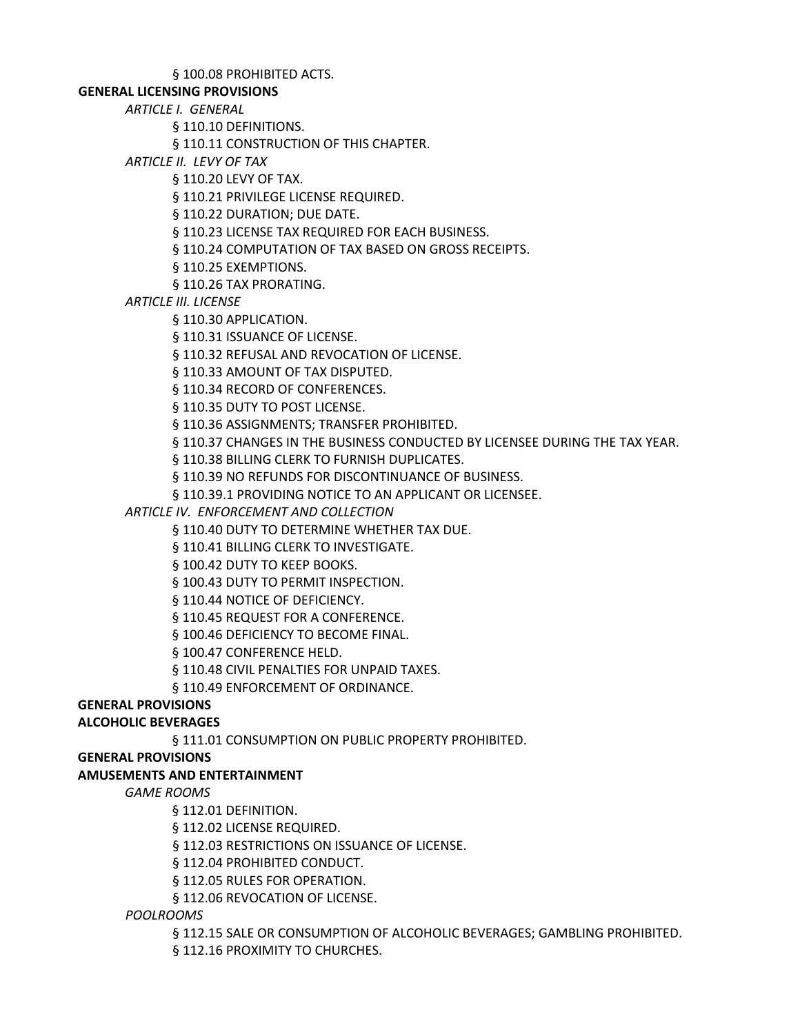§ 100.08 PROHIBITED ACTS.

**GENERAL LICENSING PROVISIONS**

*ARTICLE I. GENERAL*

§ 110.10 DEFINITIONS.

§ 110.11 CONSTRUCTION OF THIS CHAPTER.

*ARTICLE II. LEVY OF TAX*

§ 110.20 LEVY OF TAX.

§ 110.21 PRIVILEGE LICENSE REQUIRED.

§ 110.22 DURATION; DUE DATE.

§ 110.23 LICENSE TAX REQUIRED FOR EACH BUSINESS.

§ 110.24 COMPUTATION OF TAX BASED ON GROSS RECEIPTS.

§ 110.25 EXEMPTIONS.

§ 110.26 TAX PRORATING.

*ARTICLE III. LICENSE*

§ 110.30 APPLICATION.

§ 110.31 ISSUANCE OF LICENSE.

§ 110.32 REFUSAL AND REVOCATION OF LICENSE.

§ 110.33 AMOUNT OF TAX DISPUTED.

§ 110.34 RECORD OF CONFERENCES.

§ 110.35 DUTY TO POST LICENSE.

§ 110.36 ASSIGNMENTS; TRANSFER PROHIBITED.

§ 110.37 CHANGES IN THE BUSINESS CONDUCTED BY LICENSEE DURING THE TAX YEAR.

§ 110.38 BILLING CLERK TO FURNISH DUPLICATES.

§ 110.39 NO REFUNDS FOR DISCONTINUANCE OF BUSINESS.

§ 110.39.1 PROVIDING NOTICE TO AN APPLICANT OR LICENSEE.

*ARTICLE IV. ENFORCEMENT AND COLLECTION*

§ 110.40 DUTY TO DETERMINE WHETHER TAX DUE.

§ 110.41 BILLING CLERK TO INVESTIGATE.

§ 100.42 DUTY TO KEEP BOOKS.

§ 100.43 DUTY TO PERMIT INSPECTION.

§ 110.44 NOTICE OF DEFICIENCY.

§ 110.45 REQUEST FOR A CONFERENCE.

§ 100.46 DEFICIENCY TO BECOME FINAL.

§ 100.47 CONFERENCE HELD.

§ 110.48 CIVIL PENALTIES FOR UNPAID TAXES.

§ 110.49 ENFORCEMENT OF ORDINANCE.

**GENERAL PROVISIONS**

**ALCOHOLIC BEVERAGES**

§ 111.01 CONSUMPTION ON PUBLIC PROPERTY PROHIBITED.

**GENERAL PROVISIONS**

**AMUSEMENTS AND ENTERTAINMENT**

*GAME ROOMS*

§ 112.01 DEFINITION.

§ 112.02 LICENSE REQUIRED.

§ 112.03 RESTRICTIONS ON ISSUANCE OF LICENSE.

§ 112.04 PROHIBITED CONDUCT.

§ 112.05 RULES FOR OPERATION.

§ 112.06 REVOCATION OF LICENSE.

*POOLROOMS*

§ 112.15 SALE OR CONSUMPTION OF ALCOHOLIC BEVERAGES; GAMBLING PROHIBITED.

§ 112.16 PROXIMITY TO CHURCHES.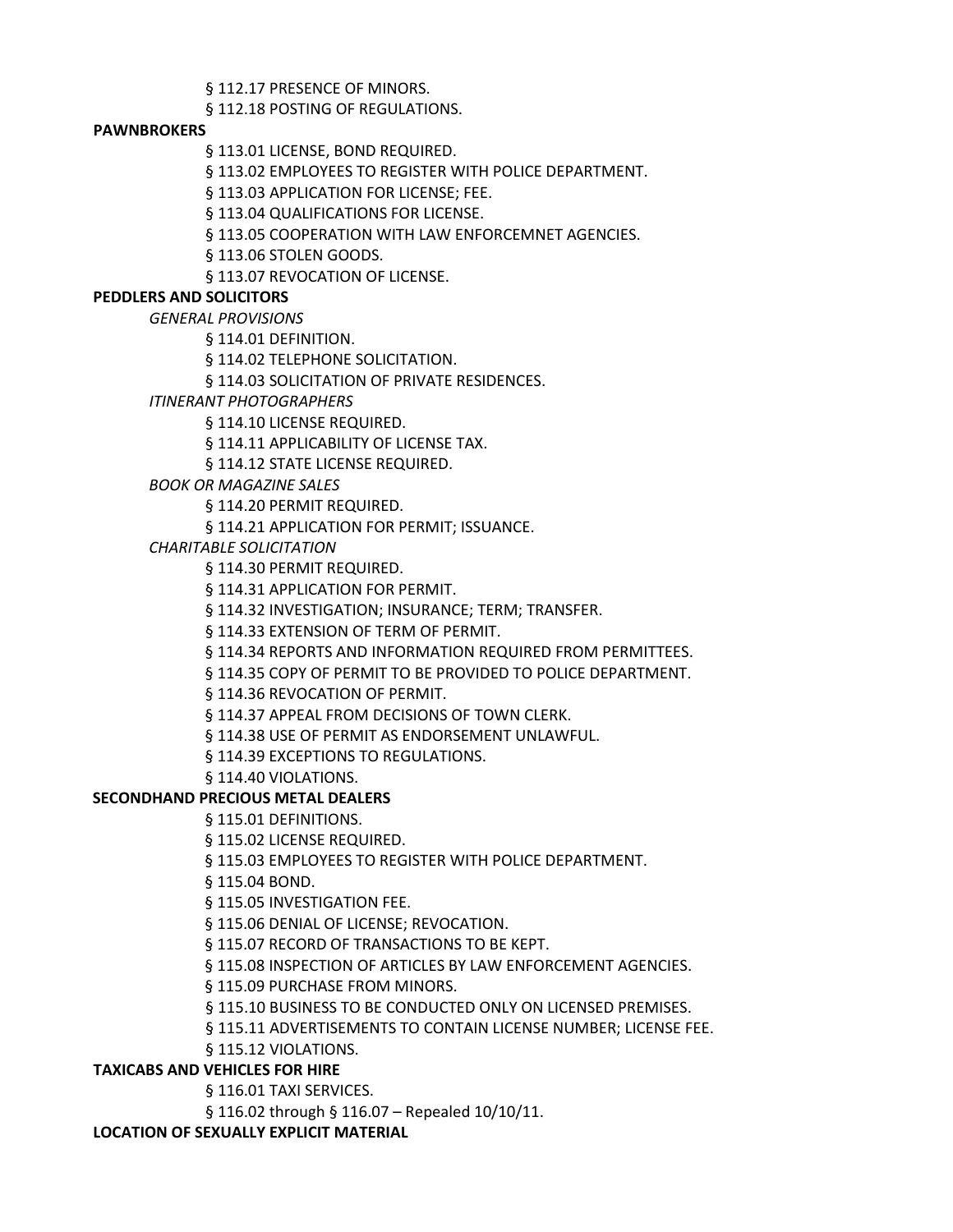§ 112.17 PRESENCE OF MINORS.

§ 112.18 POSTING OF REGULATIONS.

**PAWNBROKERS**

§ 113.01 LICENSE, BOND REQUIRED.

§ 113.02 EMPLOYEES TO REGISTER WITH POLICE DEPARTMENT.

§ 113.03 APPLICATION FOR LICENSE; FEE.

§ 113.04 QUALIFICATIONS FOR LICENSE.

§ 113.05 COOPERATION WITH LAW ENFORCEMNET AGENCIES.

§ 113.06 STOLEN GOODS.

§ 113.07 REVOCATION OF LICENSE.

**PEDDLERS AND SOLICITORS**

*GENERAL PROVISIONS*

§ 114.01 DEFINITION.

§ 114.02 TELEPHONE SOLICITATION.

§ 114.03 SOLICITATION OF PRIVATE RESIDENCES.

*ITINERANT PHOTOGRAPHERS*

§ 114.10 LICENSE REQUIRED.

§ 114.11 APPLICABILITY OF LICENSE TAX.

§ 114.12 STATE LICENSE REQUIRED.

*BOOK OR MAGAZINE SALES*

§ 114.20 PERMIT REQUIRED.

§ 114.21 APPLICATION FOR PERMIT; ISSUANCE.

*CHARITABLE SOLICITATION*

§ 114.30 PERMIT REQUIRED.

§ 114.31 APPLICATION FOR PERMIT.

§ 114.32 INVESTIGATION; INSURANCE; TERM; TRANSFER.

§ 114.33 EXTENSION OF TERM OF PERMIT.

§ 114.34 REPORTS AND INFORMATION REQUIRED FROM PERMITTEES.

§ 114.35 COPY OF PERMIT TO BE PROVIDED TO POLICE DEPARTMENT.

§ 114.36 REVOCATION OF PERMIT.

§ 114.37 APPEAL FROM DECISIONS OF TOWN CLERK.

§ 114.38 USE OF PERMIT AS ENDORSEMENT UNLAWFUL.

§ 114.39 EXCEPTIONS TO REGULATIONS.

§ 114.40 VIOLATIONS.

**SECONDHAND PRECIOUS METAL DEALERS**

§ 115.01 DEFINITIONS.

§ 115.02 LICENSE REQUIRED.

§ 115.03 EMPLOYEES TO REGISTER WITH POLICE DEPARTMENT.

§ 115.04 BOND.

§ 115.05 INVESTIGATION FEE.

§ 115.06 DENIAL OF LICENSE; REVOCATION.

§ 115.07 RECORD OF TRANSACTIONS TO BE KEPT.

§ 115.08 INSPECTION OF ARTICLES BY LAW ENFORCEMENT AGENCIES.

§ 115.09 PURCHASE FROM MINORS.

§ 115.10 BUSINESS TO BE CONDUCTED ONLY ON LICENSED PREMISES.

§ 115.11 ADVERTISEMENTS TO CONTAIN LICENSE NUMBER; LICENSE FEE.

§ 115.12 VIOLATIONS.

**TAXICABS AND VEHICLES FOR HIRE**

§ 116.01 TAXI SERVICES.

§ 116.02 through § 116.07 – Repealed 10/10/11.

**LOCATION OF SEXUALLY EXPLICIT MATERIAL**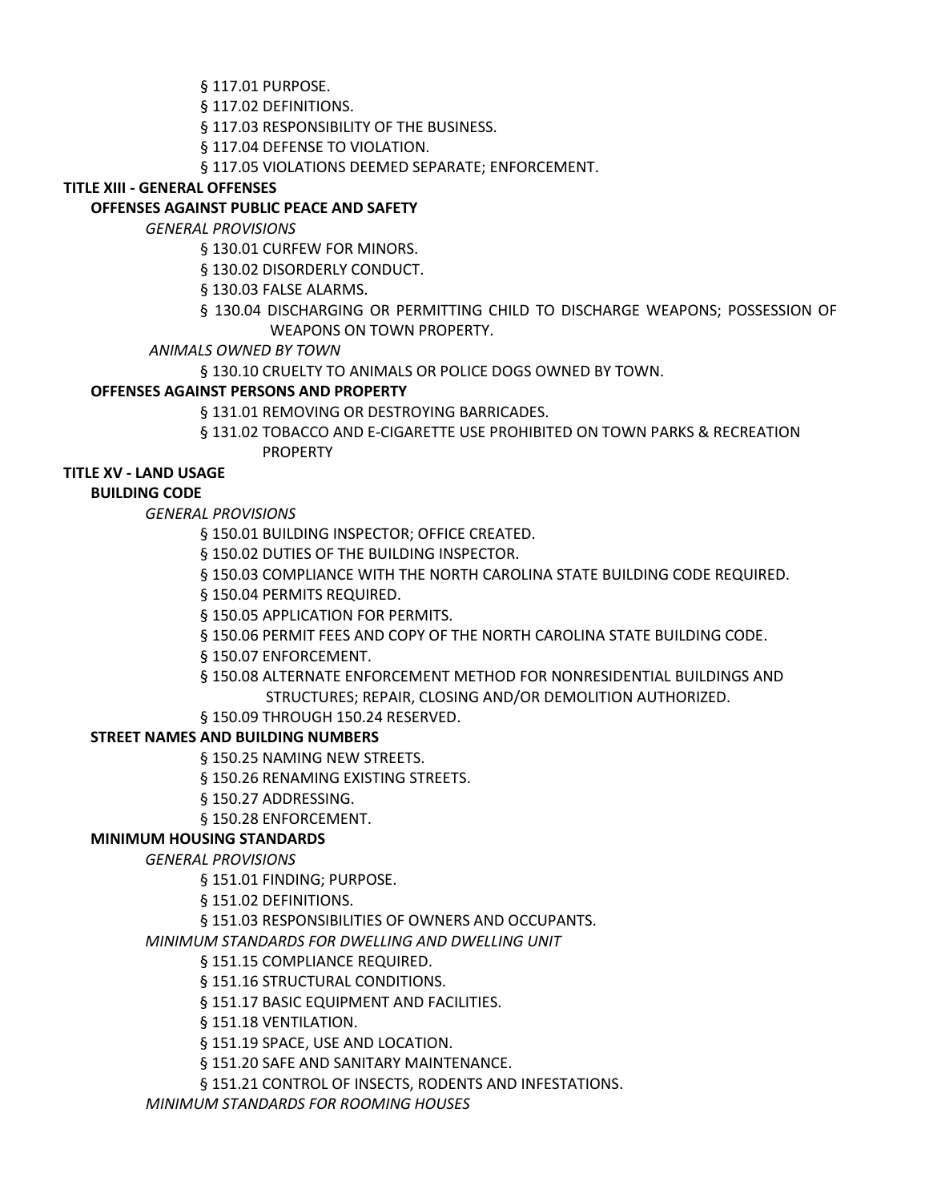§ 117.01 PURPOSE.

§ 117.02 DEFINITIONS.

§ 117.03 RESPONSIBILITY OF THE BUSINESS.

§ 117.04 DEFENSE TO VIOLATION.

§ 117.05 VIOLATIONS DEEMED SEPARATE; ENFORCEMENT.

**TITLE XIII - GENERAL OFFENSES**

**OFFENSES AGAINST PUBLIC PEACE AND SAFETY**

*GENERAL PROVISIONS*

§ 130.01 CURFEW FOR MINORS.

§ 130.02 DISORDERLY CONDUCT.

§ 130.03 FALSE ALARMS.

§ 130.04 DISCHARGING OR PERMITTING CHILD TO DISCHARGE WEAPONS; POSSESSION OF WEAPONS ON TOWN PROPERTY.

*ANIMALS OWNED BY TOWN*

§ 130.10 CRUELTY TO ANIMALS OR POLICE DOGS OWNED BY TOWN.

**OFFENSES AGAINST PERSONS AND PROPERTY**

§ 131.01 REMOVING OR DESTROYING BARRICADES.

§ 131.02 TOBACCO AND E-CIGARETTE USE PROHIBITED ON TOWN PARKS & RECREATION PROPERTY

**TITLE XV - LAND USAGE**

**BUILDING CODE**

*GENERAL PROVISIONS*

§ 150.01 BUILDING INSPECTOR; OFFICE CREATED.

§ 150.02 DUTIES OF THE BUILDING INSPECTOR.

§ 150.03 COMPLIANCE WITH THE NORTH CAROLINA STATE BUILDING CODE REQUIRED.

§ 150.04 PERMITS REQUIRED.

§ 150.05 APPLICATION FOR PERMITS.

§ 150.06 PERMIT FEES AND COPY OF THE NORTH CAROLINA STATE BUILDING CODE.

§ 150.07 ENFORCEMENT.

§ 150.08 ALTERNATE ENFORCEMENT METHOD FOR NONRESIDENTIAL BUILDINGS AND STRUCTURES; REPAIR, CLOSING AND/OR DEMOLITION AUTHORIZED.

§ 150.09 THROUGH 150.24 RESERVED.

**STREET NAMES AND BUILDING NUMBERS**

§ 150.25 NAMING NEW STREETS.

§ 150.26 RENAMING EXISTING STREETS.

§ 150.27 ADDRESSING.

§ 150.28 ENFORCEMENT.

**MINIMUM HOUSING STANDARDS**

*GENERAL PROVISIONS*

§ 151.01 FINDING; PURPOSE.

§ 151.02 DEFINITIONS.

§ 151.03 RESPONSIBILITIES OF OWNERS AND OCCUPANTS.

*MINIMUM STANDARDS FOR DWELLING AND DWELLING UNIT*

§ 151.15 COMPLIANCE REQUIRED.

§ 151.16 STRUCTURAL CONDITIONS.

§ 151.17 BASIC EQUIPMENT AND FACILITIES.

§ 151.18 VENTILATION.

§ 151.19 SPACE, USE AND LOCATION.

§ 151.20 SAFE AND SANITARY MAINTENANCE.

§ 151.21 CONTROL OF INSECTS, RODENTS AND INFESTATIONS.

*MINIMUM STANDARDS FOR ROOMING HOUSES*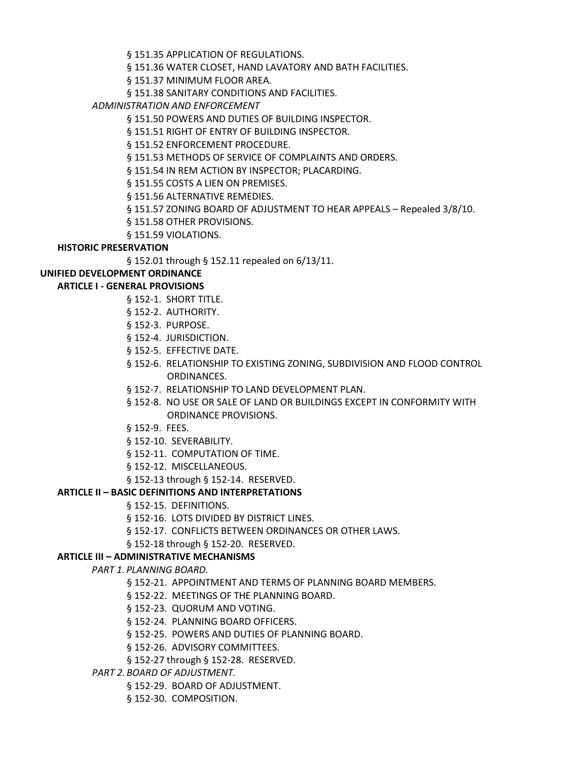§ 151.35 APPLICATION OF REGULATIONS.

§ 151.36 WATER CLOSET, HAND LAVATORY AND BATH FACILITIES.

§ 151.37 MINIMUM FLOOR AREA.

§ 151.38 SANITARY CONDITIONS AND FACILITIES.

*ADMINISTRATION AND ENFORCEMENT*

§ 151.50 POWERS AND DUTIES OF BUILDING INSPECTOR.

§ 151.51 RIGHT OF ENTRY OF BUILDING INSPECTOR.

§ 151.52 ENFORCEMENT PROCEDURE.

§ 151.53 METHODS OF SERVICE OF COMPLAINTS AND ORDERS.

§ 151.54 IN REM ACTION BY INSPECTOR; PLACARDING.

§ 151.55 COSTS A LIEN ON PREMISES.

§ 151.56 ALTERNATIVE REMEDIES.

§ 151.57 ZONING BOARD OF ADJUSTMENT TO HEAR APPEALS – Repealed 3/8/10.

§ 151.58 OTHER PROVISIONS.

§ 151.59 VIOLATIONS.

**HISTORIC PRESERVATION**

§ 152.01 through § 152.11 repealed on 6/13/11.

**UNIFIED DEVELOPMENT ORDINANCE**

**ARTICLE I - GENERAL PROVISIONS**

§ 152-1. SHORT TITLE.

§ 152-2. AUTHORITY.

§ 152-3. PURPOSE.

§ 152-4. JURISDICTION.

§ 152-5. EFFECTIVE DATE.

§ 152-6. RELATIONSHIP TO EXISTING ZONING, SUBDIVISION AND FLOOD CONTROL ORDINANCES.

§ 152-7. RELATIONSHIP TO LAND DEVELOPMENT PLAN.

§ 152-8. NO USE OR SALE OF LAND OR BUILDINGS EXCEPT IN CONFORMITY WITH ORDINANCE PROVISIONS.

§ 152-9. FEES.

§ 152-10. SEVERABILITY.

§ 152-11. COMPUTATION OF TIME.

§ 152-12. MISCELLANEOUS.

§ 152-13 through § 152-14. RESERVED.

**ARTICLE II – BASIC DEFINITIONS AND INTERPRETATIONS**

§ 152-15. DEFINITIONS.

§ 152-16. LOTS DIVIDED BY DISTRICT LINES.

§ 152-17. CONFLICTS BETWEEN ORDINANCES OR OTHER LAWS.

§ 152-18 through § 152-20. RESERVED.

**ARTICLE III – ADMINISTRATIVE MECHANISMS**

*PART 1. PLANNING BOARD.*

§ 152-21. APPOINTMENT AND TERMS OF PLANNING BOARD MEMBERS.

§ 152-22. MEETINGS OF THE PLANNING BOARD.

§ 152-23. QUORUM AND VOTING.

§ 152-24. PLANNING BOARD OFFICERS.

§ 152-25. POWERS AND DUTIES OF PLANNING BOARD.

§ 152-26. ADVISORY COMMITTEES.

§ 152-27 through § 152-28. RESERVED.

*PART 2. BOARD OF ADJUSTMENT.*

§ 152-29. BOARD OF ADJUSTMENT.

§ 152-30. COMPOSITION.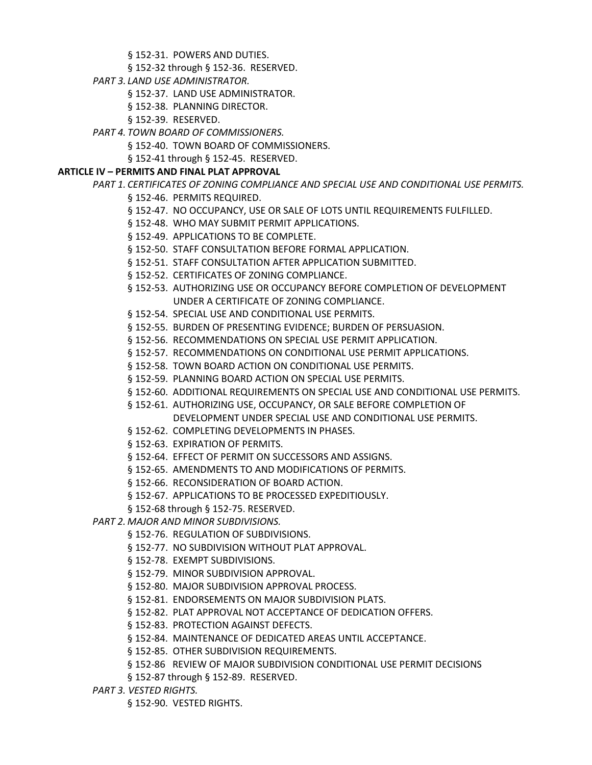§ 152-31. POWERS AND DUTIES.

§ 152-32 through § 152-36. RESERVED.

*PART 3. LAND USE ADMINISTRATOR.*

§ 152-37. LAND USE ADMINISTRATOR.

§ 152-38. PLANNING DIRECTOR.

§ 152-39. RESERVED.

*PART 4. TOWN BOARD OF COMMISSIONERS.*

§ 152-40. TOWN BOARD OF COMMISSIONERS.

§ 152-41 through § 152-45. RESERVED.

**ARTICLE IV – PERMITS AND FINAL PLAT APPROVAL**

*PART 1. CERTIFICATES OF ZONING COMPLIANCE AND SPECIAL USE AND CONDITIONAL USE PERMITS.*

§ 152-46. PERMITS REQUIRED.

§ 152-47. NO OCCUPANCY, USE OR SALE OF LOTS UNTIL REQUIREMENTS FULFILLED.

§ 152-48. WHO MAY SUBMIT PERMIT APPLICATIONS.

§ 152-49. APPLICATIONS TO BE COMPLETE.

§ 152-50. STAFF CONSULTATION BEFORE FORMAL APPLICATION.

§ 152-51. STAFF CONSULTATION AFTER APPLICATION SUBMITTED.

§ 152-52. CERTIFICATES OF ZONING COMPLIANCE.

§ 152-53. AUTHORIZING USE OR OCCUPANCY BEFORE COMPLETION OF DEVELOPMENT UNDER A CERTIFICATE OF ZONING COMPLIANCE.

§ 152-54. SPECIAL USE AND CONDITIONAL USE PERMITS.

§ 152-55. BURDEN OF PRESENTING EVIDENCE; BURDEN OF PERSUASION.

§ 152-56. RECOMMENDATIONS ON SPECIAL USE PERMIT APPLICATION.

§ 152-57. RECOMMENDATIONS ON CONDITIONAL USE PERMIT APPLICATIONS.

§ 152-58. TOWN BOARD ACTION ON CONDITIONAL USE PERMITS.

§ 152-59. PLANNING BOARD ACTION ON SPECIAL USE PERMITS.

§ 152-60. ADDITIONAL REQUIREMENTS ON SPECIAL USE AND CONDITIONAL USE PERMITS.

§ 152-61. AUTHORIZING USE, OCCUPANCY, OR SALE BEFORE COMPLETION OF DEVELOPMENT UNDER SPECIAL USE AND CONDITIONAL USE PERMITS.

§ 152-62. COMPLETING DEVELOPMENTS IN PHASES.

§ 152-63. EXPIRATION OF PERMITS.

§ 152-64. EFFECT OF PERMIT ON SUCCESSORS AND ASSIGNS.

§ 152-65. AMENDMENTS TO AND MODIFICATIONS OF PERMITS.

§ 152-66. RECONSIDERATION OF BOARD ACTION.

§ 152-67. APPLICATIONS TO BE PROCESSED EXPEDITIOUSLY.

§ 152-68 through § 152-75. RESERVED.

*PART 2. MAJOR AND MINOR SUBDIVISIONS.*

§ 152-76. REGULATION OF SUBDIVISIONS.

§ 152-77. NO SUBDIVISION WITHOUT PLAT APPROVAL.

§ 152-78. EXEMPT SUBDIVISIONS.

§ 152-79. MINOR SUBDIVISION APPROVAL.

§ 152-80. MAJOR SUBDIVISION APPROVAL PROCESS.

§ 152-81. ENDORSEMENTS ON MAJOR SUBDIVISION PLATS.

§ 152-82. PLAT APPROVAL NOT ACCEPTANCE OF DEDICATION OFFERS.

§ 152-83. PROTECTION AGAINST DEFECTS.

§ 152-84. MAINTENANCE OF DEDICATED AREAS UNTIL ACCEPTANCE.

§ 152-85. OTHER SUBDIVISION REQUIREMENTS.

§ 152-86 REVIEW OF MAJOR SUBDIVISION CONDITIONAL USE PERMIT DECISIONS

§ 152-87 through § 152-89. RESERVED.

*PART 3. VESTED RIGHTS.*

§ 152-90. VESTED RIGHTS.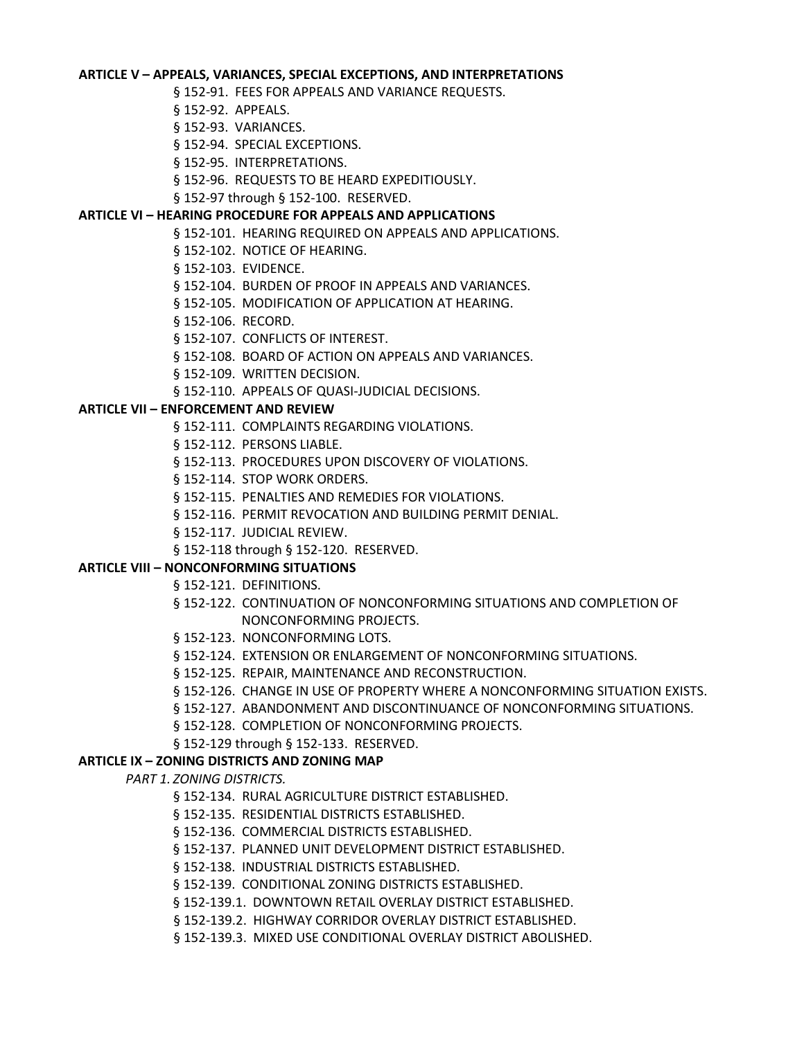**ARTICLE V – APPEALS, VARIANCES, SPECIAL EXCEPTIONS, AND INTERPRETATIONS**

§ 152-91. FEES FOR APPEALS AND VARIANCE REQUESTS.

§ 152-92. APPEALS.

§ 152-93. VARIANCES.

§ 152-94. SPECIAL EXCEPTIONS.

§ 152-95. INTERPRETATIONS.

§ 152-96. REQUESTS TO BE HEARD EXPEDITIOUSLY.

§ 152-97 through § 152-100. RESERVED.

**ARTICLE VI – HEARING PROCEDURE FOR APPEALS AND APPLICATIONS**

§ 152-101. HEARING REQUIRED ON APPEALS AND APPLICATIONS.

§ 152-102. NOTICE OF HEARING.

§ 152-103. EVIDENCE.

§ 152-104. BURDEN OF PROOF IN APPEALS AND VARIANCES.

§ 152-105. MODIFICATION OF APPLICATION AT HEARING.

§ 152-106. RECORD.

§ 152-107. CONFLICTS OF INTEREST.

§ 152-108. BOARD OF ACTION ON APPEALS AND VARIANCES.

§ 152-109. WRITTEN DECISION.

§ 152-110. APPEALS OF QUASI-JUDICIAL DECISIONS.

**ARTICLE VII – ENFORCEMENT AND REVIEW**

§ 152-111. COMPLAINTS REGARDING VIOLATIONS.

§ 152-112. PERSONS LIABLE.

§ 152-113. PROCEDURES UPON DISCOVERY OF VIOLATIONS.

§ 152-114. STOP WORK ORDERS.

§ 152-115. PENALTIES AND REMEDIES FOR VIOLATIONS.

§ 152-116. PERMIT REVOCATION AND BUILDING PERMIT DENIAL.

§ 152-117. JUDICIAL REVIEW.

§ 152-118 through § 152-120. RESERVED.

**ARTICLE VIII – NONCONFORMING SITUATIONS**

§ 152-121. DEFINITIONS.

§ 152-122. CONTINUATION OF NONCONFORMING SITUATIONS AND COMPLETION OF NONCONFORMING PROJECTS.

§ 152-123. NONCONFORMING LOTS.

§ 152-124. EXTENSION OR ENLARGEMENT OF NONCONFORMING SITUATIONS.

§ 152-125. REPAIR, MAINTENANCE AND RECONSTRUCTION.

§ 152-126. CHANGE IN USE OF PROPERTY WHERE A NONCONFORMING SITUATION EXISTS.

§ 152-127. ABANDONMENT AND DISCONTINUANCE OF NONCONFORMING SITUATIONS.

§ 152-128. COMPLETION OF NONCONFORMING PROJECTS.

§ 152-129 through § 152-133. RESERVED.

**ARTICLE IX – ZONING DISTRICTS AND ZONING MAP**

*PART 1. ZONING DISTRICTS.*

§ 152-134. RURAL AGRICULTURE DISTRICT ESTABLISHED.

§ 152-135. RESIDENTIAL DISTRICTS ESTABLISHED.

§ 152-136. COMMERCIAL DISTRICTS ESTABLISHED.

§ 152-137. PLANNED UNIT DEVELOPMENT DISTRICT ESTABLISHED.

§ 152-138. INDUSTRIAL DISTRICTS ESTABLISHED.

§ 152-139. CONDITIONAL ZONING DISTRICTS ESTABLISHED.

§ 152-139.1. DOWNTOWN RETAIL OVERLAY DISTRICT ESTABLISHED.

§ 152-139.2. HIGHWAY CORRIDOR OVERLAY DISTRICT ESTABLISHED.

§ 152-139.3. MIXED USE CONDITIONAL OVERLAY DISTRICT ABOLISHED.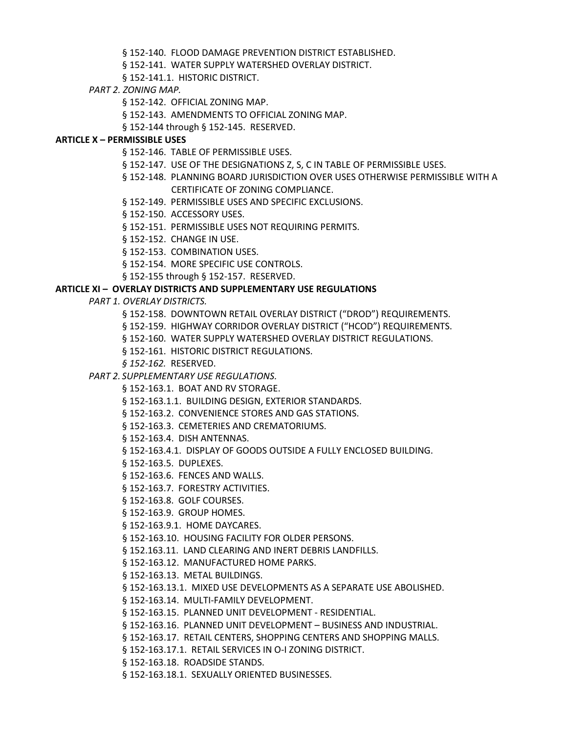§ 152-140. FLOOD DAMAGE PREVENTION DISTRICT ESTABLISHED.

§ 152-141. WATER SUPPLY WATERSHED OVERLAY DISTRICT.

§ 152-141.1. HISTORIC DISTRICT.

*PART 2. ZONING MAP.*

§ 152-142. OFFICIAL ZONING MAP.

§ 152-143. AMENDMENTS TO OFFICIAL ZONING MAP.

§ 152-144 through § 152-145. RESERVED.

**ARTICLE X – PERMISSIBLE USES**

§ 152-146. TABLE OF PERMISSIBLE USES.

§ 152-147. USE OF THE DESIGNATIONS Z, S, C IN TABLE OF PERMISSIBLE USES.

§ 152-148. PLANNING BOARD JURISDICTION OVER USES OTHERWISE PERMISSIBLE WITH A CERTIFICATE OF ZONING COMPLIANCE.

§ 152-149. PERMISSIBLE USES AND SPECIFIC EXCLUSIONS.

§ 152-150. ACCESSORY USES.

§ 152-151. PERMISSIBLE USES NOT REQUIRING PERMITS.

§ 152-152. CHANGE IN USE.

§ 152-153. COMBINATION USES.

§ 152-154. MORE SPECIFIC USE CONTROLS.

§ 152-155 through § 152-157. RESERVED.

**ARTICLE XI – OVERLAY DISTRICTS AND SUPPLEMENTARY USE REGULATIONS**

*PART 1. OVERLAY DISTRICTS.*

§ 152-158. DOWNTOWN RETAIL OVERLAY DISTRICT ("DROD") REQUIREMENTS.

§ 152-159. HIGHWAY CORRIDOR OVERLAY DISTRICT ("HCOD") REQUIREMENTS.

§ 152-160. WATER SUPPLY WATERSHED OVERLAY DISTRICT REGULATIONS.

§ 152-161. HISTORIC DISTRICT REGULATIONS.

*§ 152-162.* RESERVED.

*PART 2. SUPPLEMENTARY USE REGULATIONS.*

§ 152-163.1. BOAT AND RV STORAGE.

§ 152-163.1.1. BUILDING DESIGN, EXTERIOR STANDARDS.

§ 152-163.2. CONVENIENCE STORES AND GAS STATIONS.

§ 152-163.3. CEMETERIES AND CREMATORIUMS.

§ 152-163.4. DISH ANTENNAS.

§ 152-163.4.1. DISPLAY OF GOODS OUTSIDE A FULLY ENCLOSED BUILDING.

§ 152-163.5. DUPLEXES.

§ 152-163.6. FENCES AND WALLS.

§ 152-163.7. FORESTRY ACTIVITIES.

§ 152-163.8. GOLF COURSES.

§ 152-163.9. GROUP HOMES.

§ 152-163.9.1. HOME DAYCARES.

§ 152-163.10. HOUSING FACILITY FOR OLDER PERSONS.

§ 152.163.11. LAND CLEARING AND INERT DEBRIS LANDFILLS.

§ 152-163.12. MANUFACTURED HOME PARKS.

§ 152-163.13. METAL BUILDINGS.

§ 152-163.13.1. MIXED USE DEVELOPMENTS AS A SEPARATE USE ABOLISHED.

§ 152-163.14. MULTI-FAMILY DEVELOPMENT.

§ 152-163.15. PLANNED UNIT DEVELOPMENT - RESIDENTIAL.

§ 152-163.16. PLANNED UNIT DEVELOPMENT – BUSINESS AND INDUSTRIAL.

§ 152-163.17. RETAIL CENTERS, SHOPPING CENTERS AND SHOPPING MALLS.

§ 152-163.17.1. RETAIL SERVICES IN O-I ZONING DISTRICT.

§ 152-163.18. ROADSIDE STANDS.

§ 152-163.18.1. SEXUALLY ORIENTED BUSINESSES.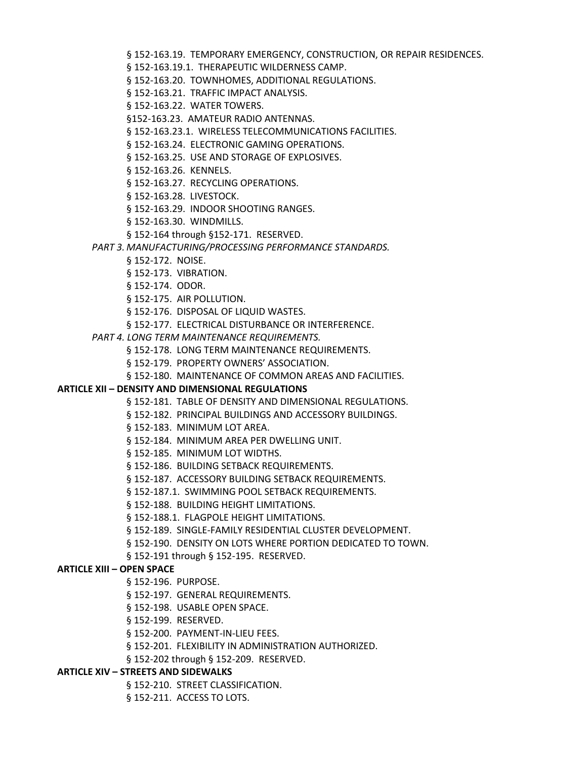§ 152-163.19. TEMPORARY EMERGENCY, CONSTRUCTION, OR REPAIR RESIDENCES.

§ 152-163.19.1. THERAPEUTIC WILDERNESS CAMP.

§ 152-163.20. TOWNHOMES, ADDITIONAL REGULATIONS.

§ 152-163.21. TRAFFIC IMPACT ANALYSIS.

§ 152-163.22. WATER TOWERS.

§152-163.23. AMATEUR RADIO ANTENNAS.

§ 152-163.23.1. WIRELESS TELECOMMUNICATIONS FACILITIES.

§ 152-163.24. ELECTRONIC GAMING OPERATIONS.

§ 152-163.25. USE AND STORAGE OF EXPLOSIVES.

§ 152-163.26. KENNELS.

§ 152-163.27. RECYCLING OPERATIONS.

§ 152-163.28. LIVESTOCK.

§ 152-163.29. INDOOR SHOOTING RANGES.

§ 152-163.30. WINDMILLS.

§ 152-164 through §152-171. RESERVED.

*PART 3. MANUFACTURING/PROCESSING PERFORMANCE STANDARDS.*

§ 152-172. NOISE.

§ 152-173. VIBRATION.

§ 152-174. ODOR.

§ 152-175. AIR POLLUTION.

§ 152-176. DISPOSAL OF LIQUID WASTES.

§ 152-177. ELECTRICAL DISTURBANCE OR INTERFERENCE.

*PART 4. LONG TERM MAINTENANCE REQUIREMENTS.*

§ 152-178. LONG TERM MAINTENANCE REQUIREMENTS.

§ 152-179. PROPERTY OWNERS' ASSOCIATION.

§ 152-180. MAINTENANCE OF COMMON AREAS AND FACILITIES.

**ARTICLE XII – DENSITY AND DIMENSIONAL REGULATIONS**

§ 152-181. TABLE OF DENSITY AND DIMENSIONAL REGULATIONS.

§ 152-182. PRINCIPAL BUILDINGS AND ACCESSORY BUILDINGS.

§ 152-183. MINIMUM LOT AREA.

§ 152-184. MINIMUM AREA PER DWELLING UNIT.

§ 152-185. MINIMUM LOT WIDTHS.

§ 152-186. BUILDING SETBACK REQUIREMENTS.

§ 152-187. ACCESSORY BUILDING SETBACK REQUIREMENTS.

§ 152-187.1. SWIMMING POOL SETBACK REQUIREMENTS.

§ 152-188. BUILDING HEIGHT LIMITATIONS.

§ 152-188.1. FLAGPOLE HEIGHT LIMITATIONS.

§ 152-189. SINGLE-FAMILY RESIDENTIAL CLUSTER DEVELOPMENT.

§ 152-190. DENSITY ON LOTS WHERE PORTION DEDICATED TO TOWN.

§ 152-191 through § 152-195. RESERVED.

**ARTICLE XIII – OPEN SPACE**

§ 152-196. PURPOSE.

§ 152-197. GENERAL REQUIREMENTS.

§ 152-198. USABLE OPEN SPACE.

§ 152-199. RESERVED.

§ 152-200. PAYMENT-IN-LIEU FEES.

§ 152-201. FLEXIBILITY IN ADMINISTRATION AUTHORIZED.

§ 152-202 through § 152-209. RESERVED.

**ARTICLE XIV – STREETS AND SIDEWALKS**

§ 152-210. STREET CLASSIFICATION.

§ 152-211. ACCESS TO LOTS.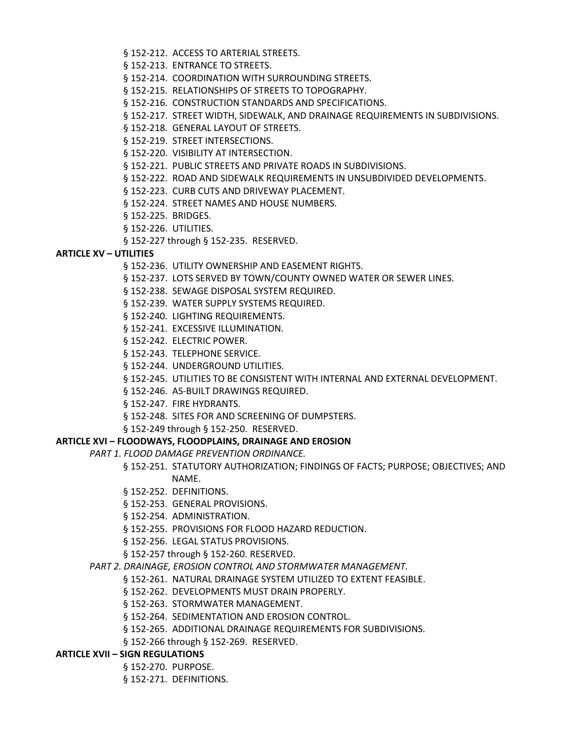§ 152-212. ACCESS TO ARTERIAL STREETS.

§ 152-213. ENTRANCE TO STREETS.

§ 152-214. COORDINATION WITH SURROUNDING STREETS.

§ 152-215. RELATIONSHIPS OF STREETS TO TOPOGRAPHY.

§ 152-216. CONSTRUCTION STANDARDS AND SPECIFICATIONS.

§ 152-217. STREET WIDTH, SIDEWALK, AND DRAINAGE REQUIREMENTS IN SUBDIVISIONS.

§ 152-218. GENERAL LAYOUT OF STREETS.

§ 152-219. STREET INTERSECTIONS.

§ 152-220. VISIBILITY AT INTERSECTION.

§ 152-221. PUBLIC STREETS AND PRIVATE ROADS IN SUBDIVISIONS.

§ 152-222. ROAD AND SIDEWALK REQUIREMENTS IN UNSUBDIVIDED DEVELOPMENTS.

§ 152-223. CURB CUTS AND DRIVEWAY PLACEMENT.

§ 152-224. STREET NAMES AND HOUSE NUMBERS.

§ 152-225. BRIDGES.

§ 152-226. UTILITIES.

§ 152-227 through § 152-235. RESERVED.

**ARTICLE XV – UTILITIES**

§ 152-236. UTILITY OWNERSHIP AND EASEMENT RIGHTS.

§ 152-237. LOTS SERVED BY TOWN/COUNTY OWNED WATER OR SEWER LINES.

§ 152-238. SEWAGE DISPOSAL SYSTEM REQUIRED.

§ 152-239. WATER SUPPLY SYSTEMS REQUIRED.

§ 152-240. LIGHTING REQUIREMENTS.

§ 152-241. EXCESSIVE ILLUMINATION.

§ 152-242. ELECTRIC POWER.

§ 152-243. TELEPHONE SERVICE.

§ 152-244. UNDERGROUND UTILITIES.

§ 152-245. UTILITIES TO BE CONSISTENT WITH INTERNAL AND EXTERNAL DEVELOPMENT.

§ 152-246. AS-BUILT DRAWINGS REQUIRED.

§ 152-247. FIRE HYDRANTS.

§ 152-248. SITES FOR AND SCREENING OF DUMPSTERS.

§ 152-249 through § 152-250. RESERVED.

**ARTICLE XVI – FLOODWAYS, FLOODPLAINS, DRAINAGE AND EROSION**

*PART 1. FLOOD DAMAGE PREVENTION ORDINANCE.*

§ 152-251. STATUTORY AUTHORIZATION; FINDINGS OF FACTS; PURPOSE; OBJECTIVES; AND NAME.

§ 152-252. DEFINITIONS.

§ 152-253. GENERAL PROVISIONS.

§ 152-254. ADMINISTRATION.

§ 152-255. PROVISIONS FOR FLOOD HAZARD REDUCTION.

§ 152-256. LEGAL STATUS PROVISIONS.

§ 152-257 through § 152-260. RESERVED.

*PART 2. DRAINAGE, EROSION CONTROL AND STORMWATER MANAGEMENT.*

§ 152-261. NATURAL DRAINAGE SYSTEM UTILIZED TO EXTENT FEASIBLE.

§ 152-262. DEVELOPMENTS MUST DRAIN PROPERLY.

§ 152-263. STORMWATER MANAGEMENT.

§ 152-264. SEDIMENTATION AND EROSION CONTROL.

§ 152-265. ADDITIONAL DRAINAGE REQUIREMENTS FOR SUBDIVISIONS.

§ 152-266 through § 152-269. RESERVED.

**ARTICLE XVII – SIGN REGULATIONS**

§ 152-270. PURPOSE.

§ 152-271. DEFINITIONS.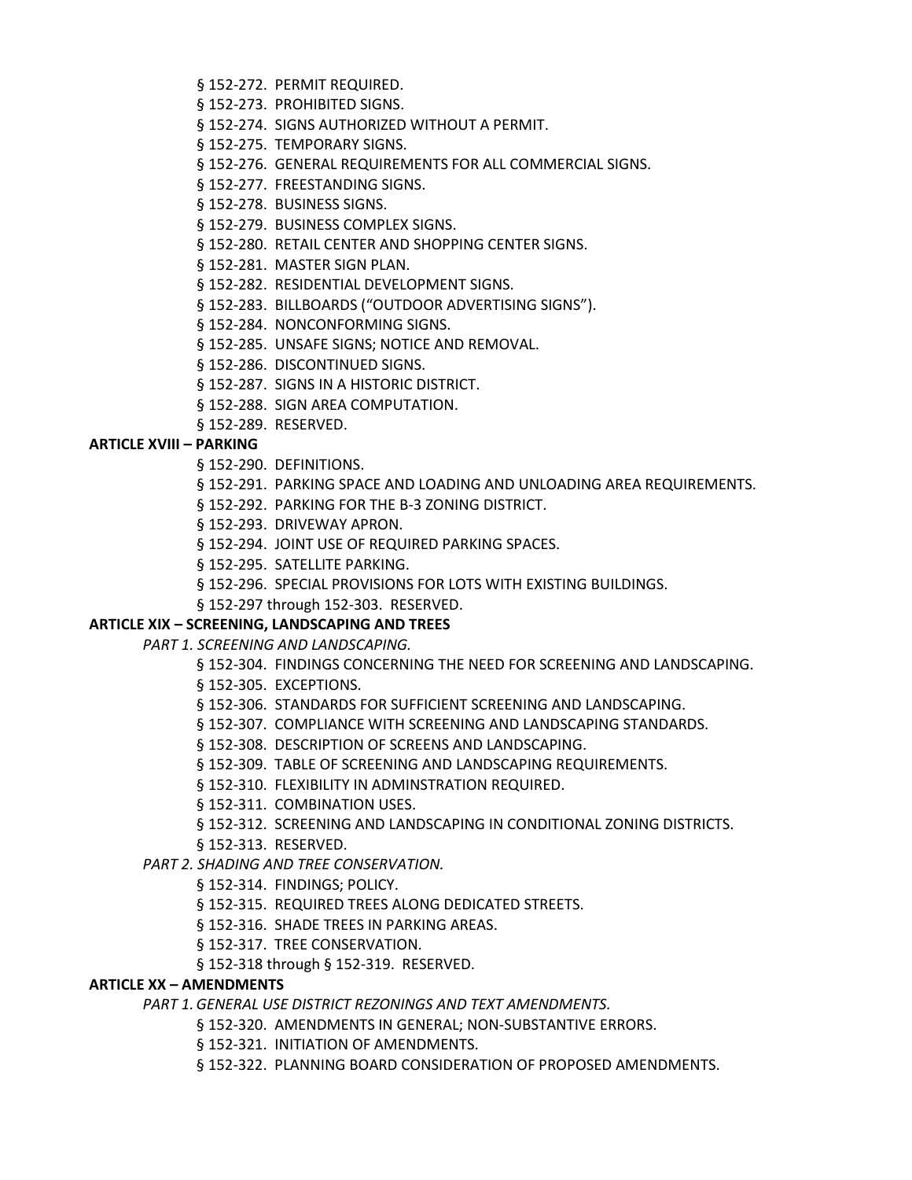§ 152-272. PERMIT REQUIRED.

§ 152-273. PROHIBITED SIGNS.

§ 152-274. SIGNS AUTHORIZED WITHOUT A PERMIT.

§ 152-275. TEMPORARY SIGNS.

§ 152-276. GENERAL REQUIREMENTS FOR ALL COMMERCIAL SIGNS.

§ 152-277. FREESTANDING SIGNS.

§ 152-278. BUSINESS SIGNS.

§ 152-279. BUSINESS COMPLEX SIGNS.

§ 152-280. RETAIL CENTER AND SHOPPING CENTER SIGNS.

§ 152-281. MASTER SIGN PLAN.

§ 152-282. RESIDENTIAL DEVELOPMENT SIGNS.

§ 152-283. BILLBOARDS ("OUTDOOR ADVERTISING SIGNS").

§ 152-284. NONCONFORMING SIGNS.

§ 152-285. UNSAFE SIGNS; NOTICE AND REMOVAL.

§ 152-286. DISCONTINUED SIGNS.

§ 152-287. SIGNS IN A HISTORIC DISTRICT.

§ 152-288. SIGN AREA COMPUTATION.

§ 152-289. RESERVED.

**ARTICLE XVIII – PARKING**

§ 152-290. DEFINITIONS.

§ 152-291. PARKING SPACE AND LOADING AND UNLOADING AREA REQUIREMENTS.

§ 152-292. PARKING FOR THE B-3 ZONING DISTRICT.

§ 152-293. DRIVEWAY APRON.

§ 152-294. JOINT USE OF REQUIRED PARKING SPACES.

§ 152-295. SATELLITE PARKING.

§ 152-296. SPECIAL PROVISIONS FOR LOTS WITH EXISTING BUILDINGS.

§ 152-297 through 152-303. RESERVED.

**ARTICLE XIX – SCREENING, LANDSCAPING AND TREES**

*PART 1. SCREENING AND LANDSCAPING.*

§ 152-304. FINDINGS CONCERNING THE NEED FOR SCREENING AND LANDSCAPING.

§ 152-305. EXCEPTIONS.

§ 152-306. STANDARDS FOR SUFFICIENT SCREENING AND LANDSCAPING.

§ 152-307. COMPLIANCE WITH SCREENING AND LANDSCAPING STANDARDS.

§ 152-308. DESCRIPTION OF SCREENS AND LANDSCAPING.

§ 152-309. TABLE OF SCREENING AND LANDSCAPING REQUIREMENTS.

§ 152-310. FLEXIBILITY IN ADMINSTRATION REQUIRED.

§ 152-311. COMBINATION USES.

§ 152-312. SCREENING AND LANDSCAPING IN CONDITIONAL ZONING DISTRICTS.

§ 152-313. RESERVED.

*PART 2. SHADING AND TREE CONSERVATION.*

§ 152-314. FINDINGS; POLICY.

§ 152-315. REQUIRED TREES ALONG DEDICATED STREETS.

§ 152-316. SHADE TREES IN PARKING AREAS.

§ 152-317. TREE CONSERVATION.

§ 152-318 through § 152-319. RESERVED.

**ARTICLE XX – AMENDMENTS**

*PART 1. GENERAL USE DISTRICT REZONINGS AND TEXT AMENDMENTS.*

§ 152-320. AMENDMENTS IN GENERAL; NON-SUBSTANTIVE ERRORS.

§ 152-321. INITIATION OF AMENDMENTS.

§ 152-322. PLANNING BOARD CONSIDERATION OF PROPOSED AMENDMENTS.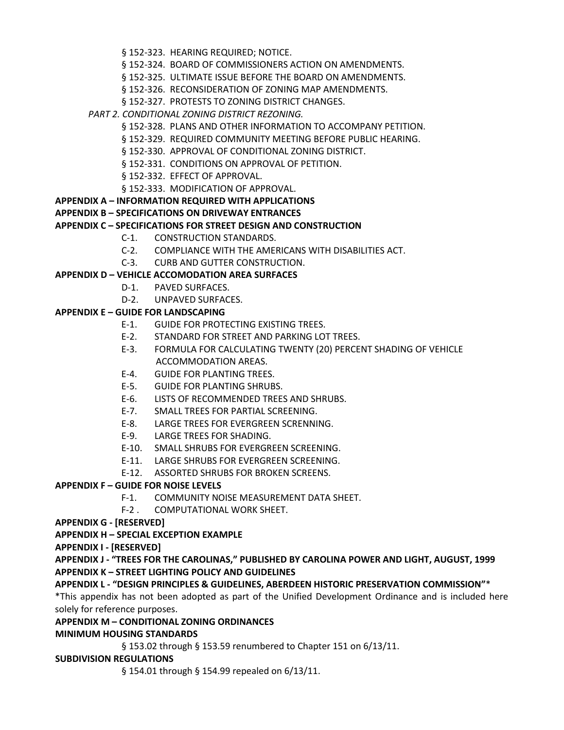§ 152-323. HEARING REQUIRED; NOTICE.

§ 152-324. BOARD OF COMMISSIONERS ACTION ON AMENDMENTS.

§ 152-325. ULTIMATE ISSUE BEFORE THE BOARD ON AMENDMENTS.

§ 152-326. RECONSIDERATION OF ZONING MAP AMENDMENTS.

§ 152-327. PROTESTS TO ZONING DISTRICT CHANGES.

*PART 2. CONDITIONAL ZONING DISTRICT REZONING.*

§ 152-328. PLANS AND OTHER INFORMATION TO ACCOMPANY PETITION.

§ 152-329. REQUIRED COMMUNITY MEETING BEFORE PUBLIC HEARING.

§ 152-330. APPROVAL OF CONDITIONAL ZONING DISTRICT.

§ 152-331. CONDITIONS ON APPROVAL OF PETITION.

§ 152-332. EFFECT OF APPROVAL.

§ 152-333. MODIFICATION OF APPROVAL.

**APPENDIX A – INFORMATION REQUIRED WITH APPLICATIONS**

**APPENDIX B – SPECIFICATIONS ON DRIVEWAY ENTRANCES**

**APPENDIX C – SPECIFICATIONS FOR STREET DESIGN AND CONSTRUCTION**

C-1. CONSTRUCTION STANDARDS.

C-2. COMPLIANCE WITH THE AMERICANS WITH DISABILITIES ACT.

C-3. CURB AND GUTTER CONSTRUCTION.

**APPENDIX D – VEHICLE ACCOMODATION AREA SURFACES**

D-1. PAVED SURFACES.

D-2. UNPAVED SURFACES.

**APPENDIX E – GUIDE FOR LANDSCAPING**

E-1. GUIDE FOR PROTECTING EXISTING TREES.

E-2. STANDARD FOR STREET AND PARKING LOT TREES.

E-3. FORMULA FOR CALCULATING TWENTY (20) PERCENT SHADING OF VEHICLE ACCOMMODATION AREAS.

E-4. GUIDE FOR PLANTING TREES.

E-5. GUIDE FOR PLANTING SHRUBS.

E-6. LISTS OF RECOMMENDED TREES AND SHRUBS.

E-7. SMALL TREES FOR PARTIAL SCREENING.

E-8. LARGE TREES FOR EVERGREEN SCRENNING.

E-9. LARGE TREES FOR SHADING.

E-10. SMALL SHRUBS FOR EVERGREEN SCREENING.

E-11. LARGE SHRUBS FOR EVERGREEN SCREENING.

E-12. ASSORTED SHRUBS FOR BROKEN SCREENS.

**APPENDIX F – GUIDE FOR NOISE LEVELS**

F-1. COMMUNITY NOISE MEASUREMENT DATA SHEET.

F-2 . COMPUTATIONAL WORK SHEET.

**APPENDIX G - [RESERVED]**

**APPENDIX H – SPECIAL EXCEPTION EXAMPLE**

**APPENDIX I - [RESERVED]**

**APPENDIX J - "TREES FOR THE CAROLINAS," PUBLISHED BY CAROLINA POWER AND LIGHT, AUGUST, 1999**

**APPENDIX K – STREET LIGHTING POLICY AND GUIDELINES**

**APPENDIX L - "DESIGN PRINCIPLES & GUIDELINES, ABERDEEN HISTORIC PRESERVATION COMMISSION"***

*This appendix has not been adopted as part of the Unified Development Ordinance and is included here solely for reference purposes.

**APPENDIX M – CONDITIONAL ZONING ORDINANCES**

**MINIMUM HOUSING STANDARDS**

§ 153.02 through § 153.59 renumbered to Chapter 151 on 6/13/11.

**SUBDIVISION REGULATIONS**

§ 154.01 through § 154.99 repealed on 6/13/11.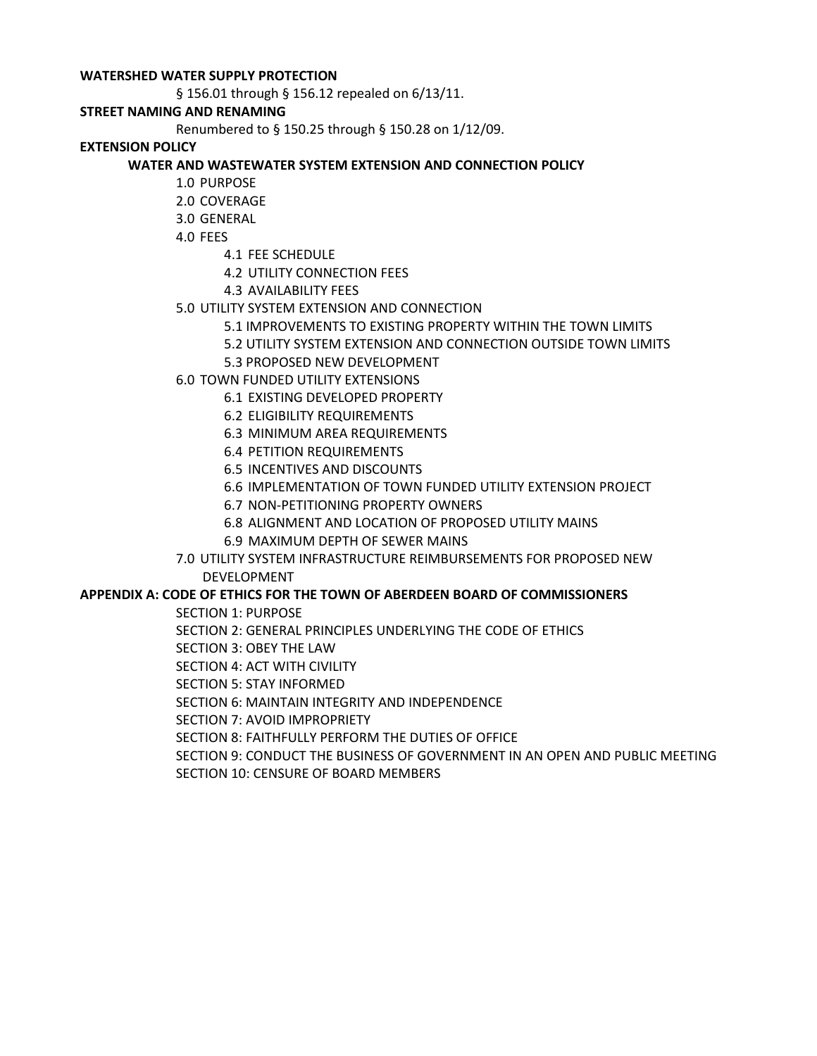**WATERSHED WATER SUPPLY PROTECTION**

§ 156.01 through § 156.12 repealed on 6/13/11.

**STREET NAMING AND RENAMING**

Renumbered to § 150.25 through § 150.28 on 1/12/09.

**EXTENSION POLICY**

**WATER AND WASTEWATER SYSTEM EXTENSION AND CONNECTION POLICY**

- 1.0 PURPOSE
- 2.0 COVERAGE
- 3.0 GENERAL
- 4.0 FEES
  - 4.1 FEE SCHEDULE
  - 4.2 UTILITY CONNECTION FEES
  - 4.3 AVAILABILITY FEES
- 5.0 UTILITY SYSTEM EXTENSION AND CONNECTION
  - 5.1 IMPROVEMENTS TO EXISTING PROPERTY WITHIN THE TOWN LIMITS
  - 5.2 UTILITY SYSTEM EXTENSION AND CONNECTION OUTSIDE TOWN LIMITS
  - 5.3 PROPOSED NEW DEVELOPMENT
- 6.0 TOWN FUNDED UTILITY EXTENSIONS
  - 6.1 EXISTING DEVELOPED PROPERTY
  - 6.2 ELIGIBILITY REQUIREMENTS
  - 6.3 MINIMUM AREA REQUIREMENTS
  - 6.4 PETITION REQUIREMENTS
  - 6.5 INCENTIVES AND DISCOUNTS
  - 6.6 IMPLEMENTATION OF TOWN FUNDED UTILITY EXTENSION PROJECT
  - 6.7 NON-PETITIONING PROPERTY OWNERS
  - 6.8 ALIGNMENT AND LOCATION OF PROPOSED UTILITY MAINS
  - 6.9 MAXIMUM DEPTH OF SEWER MAINS
- 7.0 UTILITY SYSTEM INFRASTRUCTURE REIMBURSEMENTS FOR PROPOSED NEW DEVELOPMENT

**APPENDIX A: CODE OF ETHICS FOR THE TOWN OF ABERDEEN BOARD OF COMMISSIONERS**

- SECTION 1: PURPOSE
- SECTION 2: GENERAL PRINCIPLES UNDERLYING THE CODE OF ETHICS
- SECTION 3: OBEY THE LAW
- SECTION 4: ACT WITH CIVILITY
- SECTION 5: STAY INFORMED
- SECTION 6: MAINTAIN INTEGRITY AND INDEPENDENCE
- SECTION 7: AVOID IMPROPRIETY
- SECTION 8: FAITHFULLY PERFORM THE DUTIES OF OFFICE
- SECTION 9: CONDUCT THE BUSINESS OF GOVERNMENT IN AN OPEN AND PUBLIC MEETING
- SECTION 10: CENSURE OF BOARD MEMBERS